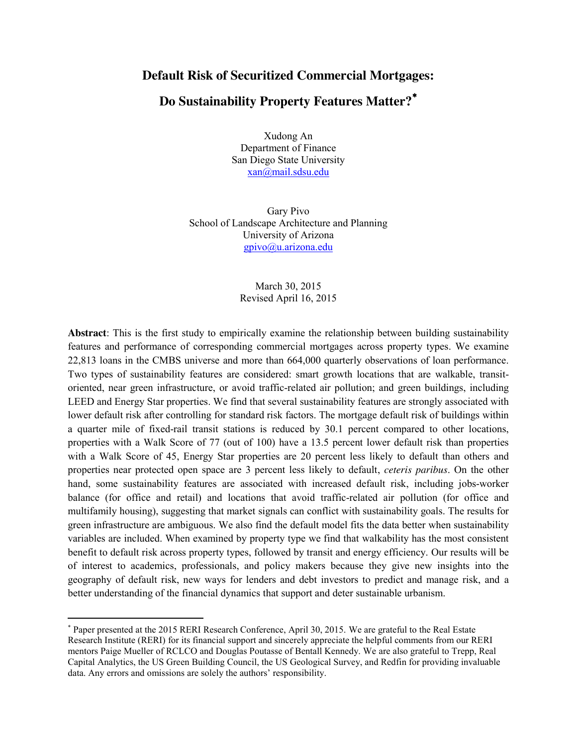# Default Risk of Securitized Commercial Mortgages: Do Sustainability Property Features Matter?*

Xudong An
Department of Finance
San Diego State University
xan@mail.sdsu.edu

Gary Pivo
School of Landscape Architecture and Planning
University of Arizona
gpivo@u.arizona.edu

March 30, 2015
Revised April 16, 2015

**Abstract**: This is the first study to empirically examine the relationship between building sustainability features and performance of corresponding commercial mortgages across property types. We examine 22,813 loans in the CMBS universe and more than 664,000 quarterly observations of loan performance. Two types of sustainability features are considered: smart growth locations that are walkable, transit-oriented, near green infrastructure, or avoid traffic-related air pollution; and green buildings, including LEED and Energy Star properties. We find that several sustainability features are strongly associated with lower default risk after controlling for standard risk factors. The mortgage default risk of buildings within a quarter mile of fixed-rail transit stations is reduced by 30.1 percent compared to other locations, properties with a Walk Score of 77 (out of 100) have a 13.5 percent lower default risk than properties with a Walk Score of 45, Energy Star properties are 20 percent less likely to default than others and properties near protected open space are 3 percent less likely to default, *ceteris paribus*. On the other hand, some sustainability features are associated with increased default risk, including jobs-worker balance (for office and retail) and locations that avoid traffic-related air pollution (for office and multifamily housing), suggesting that market signals can conflict with sustainability goals. The results for green infrastructure are ambiguous. We also find the default model fits the data better when sustainability variables are included. When examined by property type we find that walkability has the most consistent benefit to default risk across property types, followed by transit and energy efficiency. Our results will be of interest to academics, professionals, and policy makers because they give new insights into the geography of default risk, new ways for lenders and debt investors to predict and manage risk, and a better understanding of the financial dynamics that support and deter sustainable urbanism.

---

* Paper presented at the 2015 RERI Research Conference, April 30, 2015. We are grateful to the Real Estate Research Institute (RERI) for its financial support and sincerely appreciate the helpful comments from our RERI mentors Paige Mueller of RCLCO and Douglas Poutasse of Bentall Kennedy. We are also grateful to Trepp, Real Capital Analytics, the US Green Building Council, the US Geological Survey, and Redfin for providing invaluable data. Any errors and omissions are solely the authors' responsibility.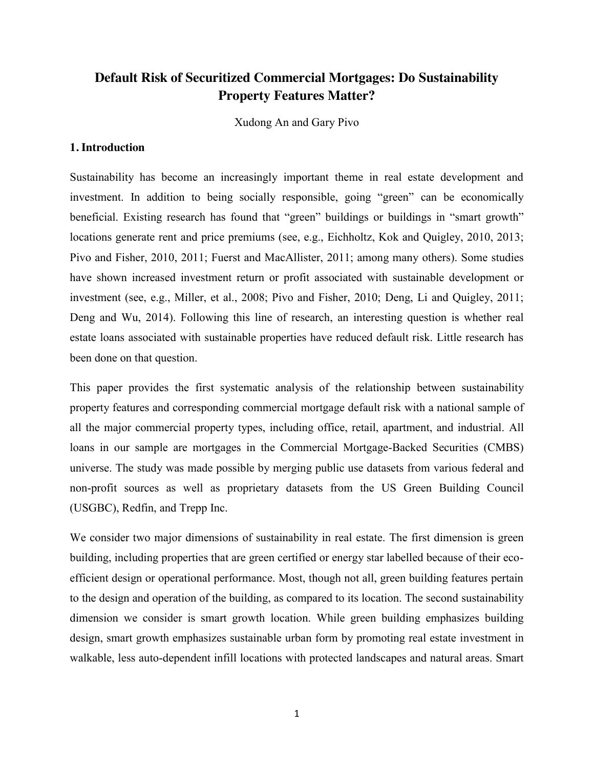# Default Risk of Securitized Commercial Mortgages: Do Sustainability Property Features Matter?

Xudong An and Gary Pivo

## 1. Introduction

Sustainability has become an increasingly important theme in real estate development and investment. In addition to being socially responsible, going "green" can be economically beneficial. Existing research has found that "green" buildings or buildings in "smart growth" locations generate rent and price premiums (see, e.g., Eichholtz, Kok and Quigley, 2010, 2013; Pivo and Fisher, 2010, 2011; Fuerst and MacAllister, 2011; among many others). Some studies have shown increased investment return or profit associated with sustainable development or investment (see, e.g., Miller, et al., 2008; Pivo and Fisher, 2010; Deng, Li and Quigley, 2011; Deng and Wu, 2014). Following this line of research, an interesting question is whether real estate loans associated with sustainable properties have reduced default risk. Little research has been done on that question.

This paper provides the first systematic analysis of the relationship between sustainability property features and corresponding commercial mortgage default risk with a national sample of all the major commercial property types, including office, retail, apartment, and industrial. All loans in our sample are mortgages in the Commercial Mortgage-Backed Securities (CMBS) universe. The study was made possible by merging public use datasets from various federal and non-profit sources as well as proprietary datasets from the US Green Building Council (USGBC), Redfin, and Trepp Inc.

We consider two major dimensions of sustainability in real estate. The first dimension is green building, including properties that are green certified or energy star labelled because of their eco-efficient design or operational performance. Most, though not all, green building features pertain to the design and operation of the building, as compared to its location. The second sustainability dimension we consider is smart growth location. While green building emphasizes building design, smart growth emphasizes sustainable urban form by promoting real estate investment in walkable, less auto-dependent infill locations with protected landscapes and natural areas. Smart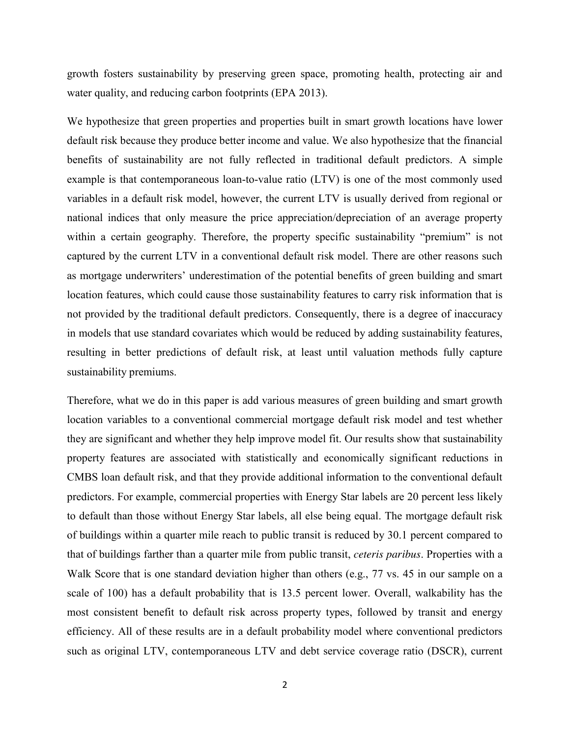growth fosters sustainability by preserving green space, promoting health, protecting air and water quality, and reducing carbon footprints (EPA 2013).

We hypothesize that green properties and properties built in smart growth locations have lower default risk because they produce better income and value. We also hypothesize that the financial benefits of sustainability are not fully reflected in traditional default predictors. A simple example is that contemporaneous loan-to-value ratio (LTV) is one of the most commonly used variables in a default risk model, however, the current LTV is usually derived from regional or national indices that only measure the price appreciation/depreciation of an average property within a certain geography. Therefore, the property specific sustainability "premium" is not captured by the current LTV in a conventional default risk model. There are other reasons such as mortgage underwriters' underestimation of the potential benefits of green building and smart location features, which could cause those sustainability features to carry risk information that is not provided by the traditional default predictors. Consequently, there is a degree of inaccuracy in models that use standard covariates which would be reduced by adding sustainability features, resulting in better predictions of default risk, at least until valuation methods fully capture sustainability premiums.

Therefore, what we do in this paper is add various measures of green building and smart growth location variables to a conventional commercial mortgage default risk model and test whether they are significant and whether they help improve model fit. Our results show that sustainability property features are associated with statistically and economically significant reductions in CMBS loan default risk, and that they provide additional information to the conventional default predictors. For example, commercial properties with Energy Star labels are 20 percent less likely to default than those without Energy Star labels, all else being equal. The mortgage default risk of buildings within a quarter mile reach to public transit is reduced by 30.1 percent compared to that of buildings farther than a quarter mile from public transit, *ceteris paribus*. Properties with a Walk Score that is one standard deviation higher than others (e.g., 77 vs. 45 in our sample on a scale of 100) has a default probability that is 13.5 percent lower. Overall, walkability has the most consistent benefit to default risk across property types, followed by transit and energy efficiency. All of these results are in a default probability model where conventional predictors such as original LTV, contemporaneous LTV and debt service coverage ratio (DSCR), current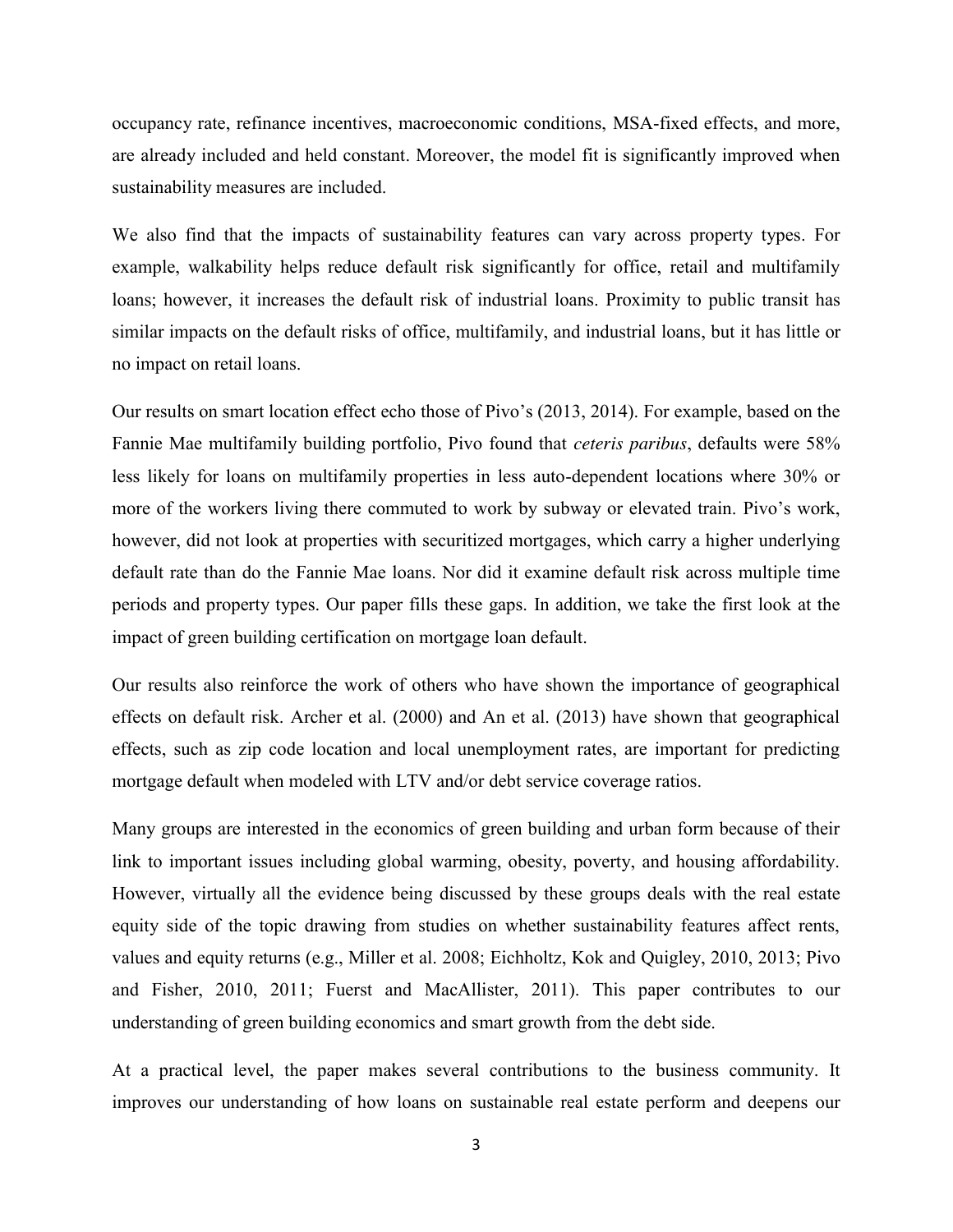occupancy rate, refinance incentives, macroeconomic conditions, MSA-fixed effects, and more, are already included and held constant. Moreover, the model fit is significantly improved when sustainability measures are included.

We also find that the impacts of sustainability features can vary across property types. For example, walkability helps reduce default risk significantly for office, retail and multifamily loans; however, it increases the default risk of industrial loans. Proximity to public transit has similar impacts on the default risks of office, multifamily, and industrial loans, but it has little or no impact on retail loans.

Our results on smart location effect echo those of Pivo's (2013, 2014). For example, based on the Fannie Mae multifamily building portfolio, Pivo found that *ceteris paribus*, defaults were 58% less likely for loans on multifamily properties in less auto-dependent locations where 30% or more of the workers living there commuted to work by subway or elevated train. Pivo's work, however, did not look at properties with securitized mortgages, which carry a higher underlying default rate than do the Fannie Mae loans. Nor did it examine default risk across multiple time periods and property types. Our paper fills these gaps. In addition, we take the first look at the impact of green building certification on mortgage loan default.

Our results also reinforce the work of others who have shown the importance of geographical effects on default risk. Archer et al. (2000) and An et al. (2013) have shown that geographical effects, such as zip code location and local unemployment rates, are important for predicting mortgage default when modeled with LTV and/or debt service coverage ratios.

Many groups are interested in the economics of green building and urban form because of their link to important issues including global warming, obesity, poverty, and housing affordability. However, virtually all the evidence being discussed by these groups deals with the real estate equity side of the topic drawing from studies on whether sustainability features affect rents, values and equity returns (e.g., Miller et al. 2008; Eichholtz, Kok and Quigley, 2010, 2013; Pivo and Fisher, 2010, 2011; Fuerst and MacAllister, 2011). This paper contributes to our understanding of green building economics and smart growth from the debt side.

At a practical level, the paper makes several contributions to the business community. It improves our understanding of how loans on sustainable real estate perform and deepens our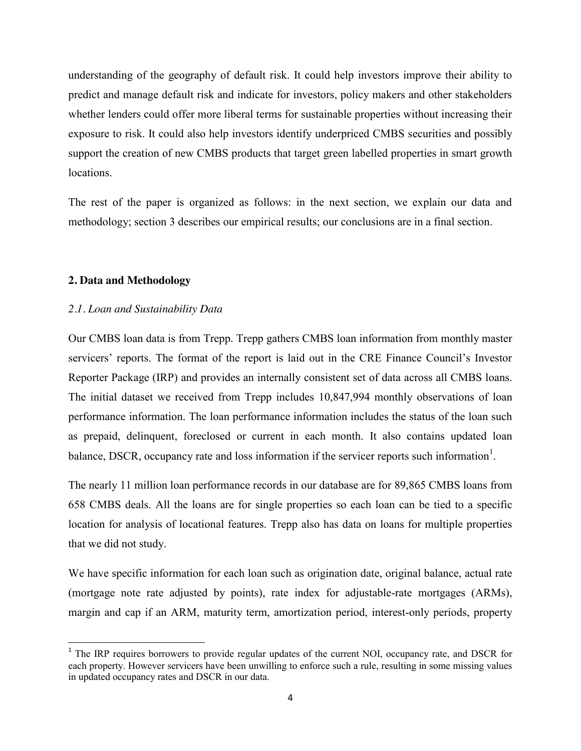understanding of the geography of default risk. It could help investors improve their ability to predict and manage default risk and indicate for investors, policy makers and other stakeholders whether lenders could offer more liberal terms for sustainable properties without increasing their exposure to risk. It could also help investors identify underpriced CMBS securities and possibly support the creation of new CMBS products that target green labelled properties in smart growth locations.

The rest of the paper is organized as follows: in the next section, we explain our data and methodology; section 3 describes our empirical results; our conclusions are in a final section.

## 2. Data and Methodology

### *2.1. Loan and Sustainability Data*

Our CMBS loan data is from Trepp. Trepp gathers CMBS loan information from monthly master servicers' reports. The format of the report is laid out in the CRE Finance Council's Investor Reporter Package (IRP) and provides an internally consistent set of data across all CMBS loans. The initial dataset we received from Trepp includes 10,847,994 monthly observations of loan performance information. The loan performance information includes the status of the loan such as prepaid, delinquent, foreclosed or current in each month. It also contains updated loan balance, DSCR, occupancy rate and loss information if the servicer reports such information[1].

The nearly 11 million loan performance records in our database are for 89,865 CMBS loans from 658 CMBS deals. All the loans are for single properties so each loan can be tied to a specific location for analysis of locational features. Trepp also has data on loans for multiple properties that we did not study.

We have specific information for each loan such as origination date, original balance, actual rate (mortgage note rate adjusted by points), rate index for adjustable-rate mortgages (ARMs), margin and cap if an ARM, maturity term, amortization period, interest-only periods, property

[1] The IRP requires borrowers to provide regular updates of the current NOI, occupancy rate, and DSCR for each property. However servicers have been unwilling to enforce such a rule, resulting in some missing values in updated occupancy rates and DSCR in our data.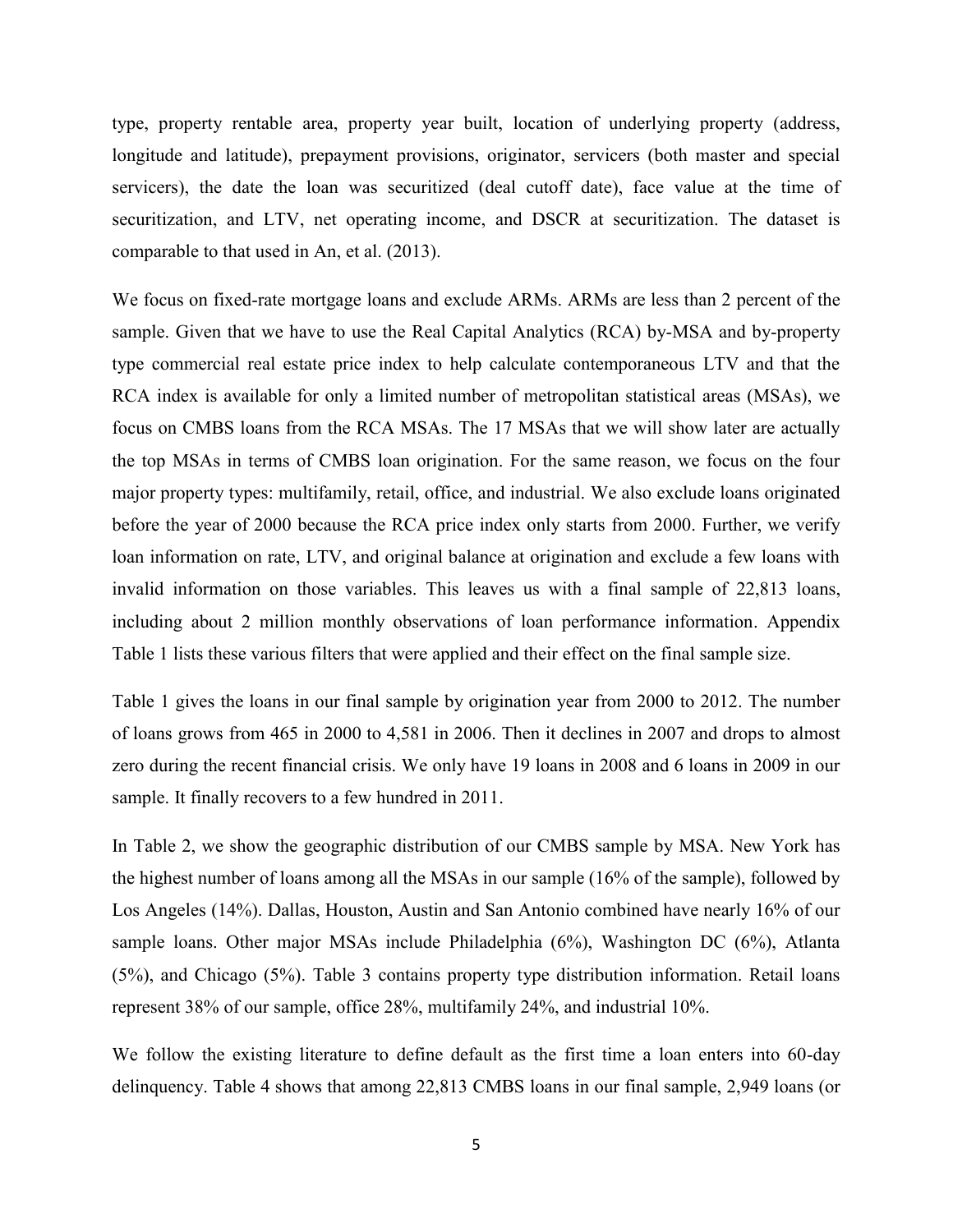type, property rentable area, property year built, location of underlying property (address, longitude and latitude), prepayment provisions, originator, servicers (both master and special servicers), the date the loan was securitized (deal cutoff date), face value at the time of securitization, and LTV, net operating income, and DSCR at securitization. The dataset is comparable to that used in An, et al. (2013).

We focus on fixed-rate mortgage loans and exclude ARMs. ARMs are less than 2 percent of the sample. Given that we have to use the Real Capital Analytics (RCA) by-MSA and by-property type commercial real estate price index to help calculate contemporaneous LTV and that the RCA index is available for only a limited number of metropolitan statistical areas (MSAs), we focus on CMBS loans from the RCA MSAs. The 17 MSAs that we will show later are actually the top MSAs in terms of CMBS loan origination. For the same reason, we focus on the four major property types: multifamily, retail, office, and industrial. We also exclude loans originated before the year of 2000 because the RCA price index only starts from 2000. Further, we verify loan information on rate, LTV, and original balance at origination and exclude a few loans with invalid information on those variables. This leaves us with a final sample of 22,813 loans, including about 2 million monthly observations of loan performance information. Appendix Table 1 lists these various filters that were applied and their effect on the final sample size.

Table 1 gives the loans in our final sample by origination year from 2000 to 2012. The number of loans grows from 465 in 2000 to 4,581 in 2006. Then it declines in 2007 and drops to almost zero during the recent financial crisis. We only have 19 loans in 2008 and 6 loans in 2009 in our sample. It finally recovers to a few hundred in 2011.

In Table 2, we show the geographic distribution of our CMBS sample by MSA. New York has the highest number of loans among all the MSAs in our sample (16% of the sample), followed by Los Angeles (14%). Dallas, Houston, Austin and San Antonio combined have nearly 16% of our sample loans. Other major MSAs include Philadelphia (6%), Washington DC (6%), Atlanta (5%), and Chicago (5%). Table 3 contains property type distribution information. Retail loans represent 38% of our sample, office 28%, multifamily 24%, and industrial 10%.

We follow the existing literature to define default as the first time a loan enters into 60-day delinquency. Table 4 shows that among 22,813 CMBS loans in our final sample, 2,949 loans (or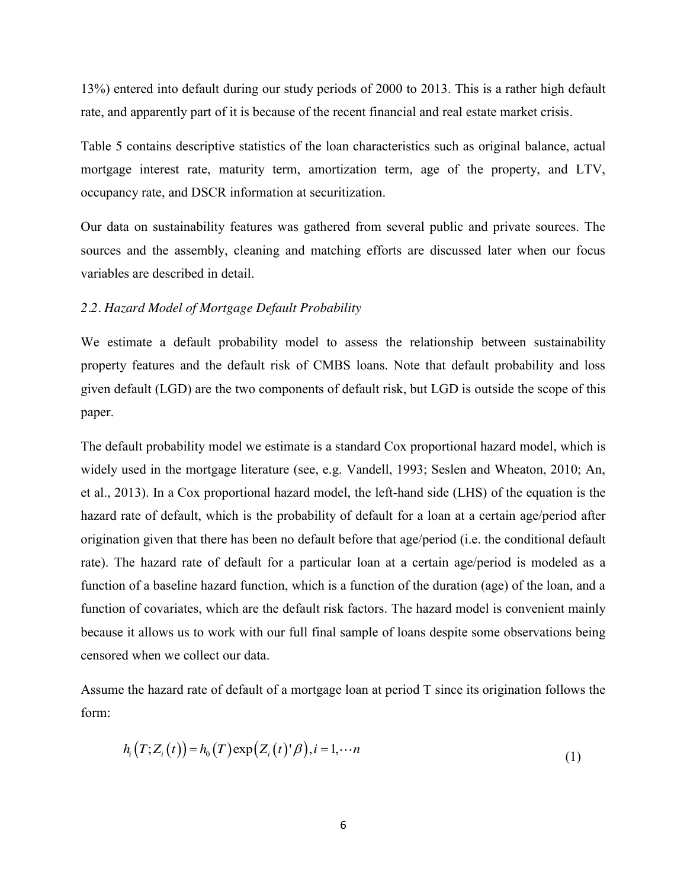13%) entered into default during our study periods of 2000 to 2013. This is a rather high default rate, and apparently part of it is because of the recent financial and real estate market crisis.

Table 5 contains descriptive statistics of the loan characteristics such as original balance, actual mortgage interest rate, maturity term, amortization term, age of the property, and LTV, occupancy rate, and DSCR information at securitization.

Our data on sustainability features was gathered from several public and private sources. The sources and the assembly, cleaning and matching efforts are discussed later when our focus variables are described in detail.

### *2.2. Hazard Model of Mortgage Default Probability*

We estimate a default probability model to assess the relationship between sustainability property features and the default risk of CMBS loans. Note that default probability and loss given default (LGD) are the two components of default risk, but LGD is outside the scope of this paper.

The default probability model we estimate is a standard Cox proportional hazard model, which is widely used in the mortgage literature (see, e.g. Vandell, 1993; Seslen and Wheaton, 2010; An, et al., 2013). In a Cox proportional hazard model, the left-hand side (LHS) of the equation is the hazard rate of default, which is the probability of default for a loan at a certain age/period after origination given that there has been no default before that age/period (i.e. the conditional default rate). The hazard rate of default for a particular loan at a certain age/period is modeled as a function of a baseline hazard function, which is a function of the duration (age) of the loan, and a function of covariates, which are the default risk factors. The hazard model is convenient mainly because it allows us to work with our full final sample of loans despite some observations being censored when we collect our data.

Assume the hazard rate of default of a mortgage loan at period T since its origination follows the form:

$$h_i\left(T; Z_i\left(t\right)\right) = h_0\left(T\right)\exp\left(Z_i\left(t\right)'\beta\right), i = 1, \cdots n \tag{1}$$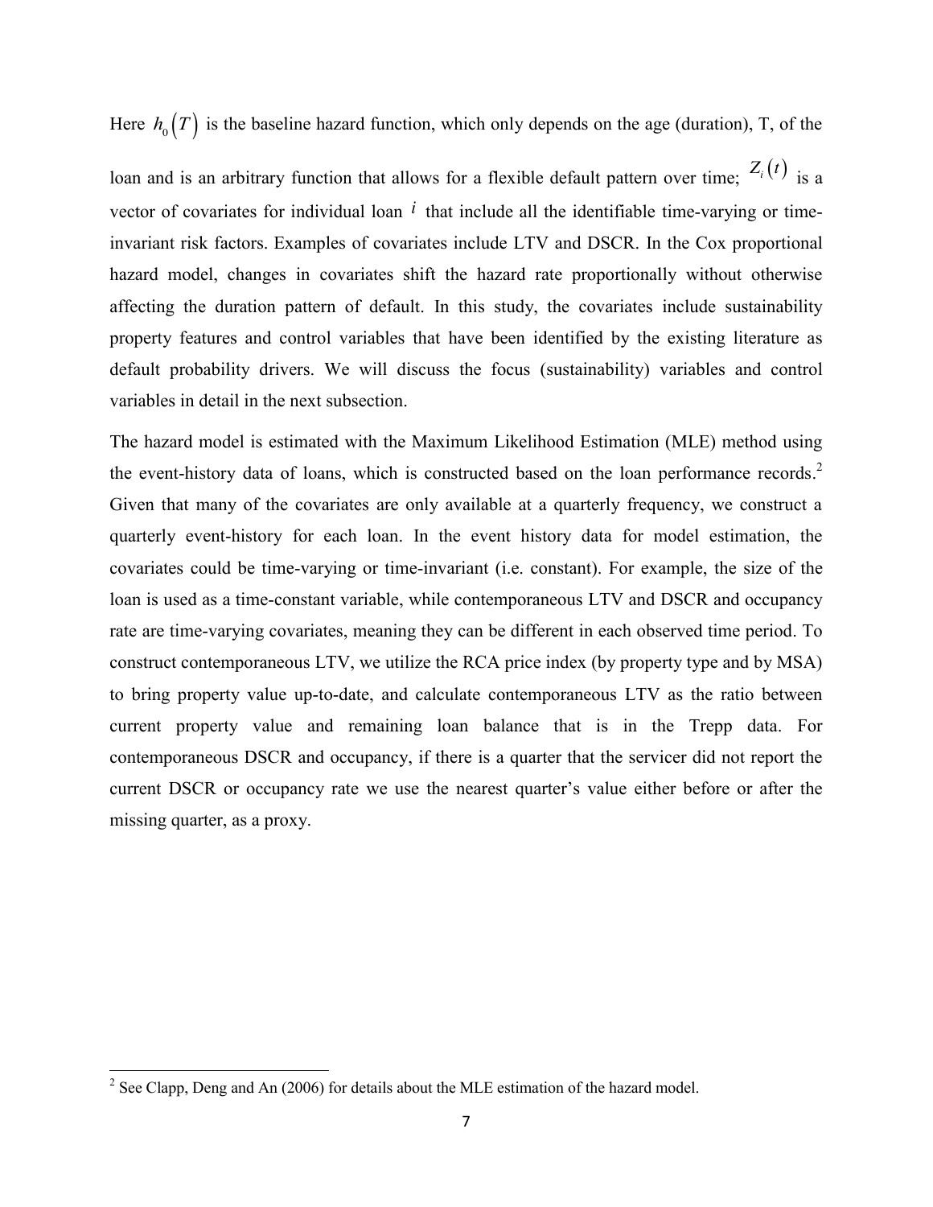Here $h_0(T)$ is the baseline hazard function, which only depends on the age (duration), T, of the loan and is an arbitrary function that allows for a flexible default pattern over time; $Z_i(t)$ is a vector of covariates for individual loan $i$ that include all the identifiable time-varying or time-invariant risk factors. Examples of covariates include LTV and DSCR. In the Cox proportional hazard model, changes in covariates shift the hazard rate proportionally without otherwise affecting the duration pattern of default. In this study, the covariates include sustainability property features and control variables that have been identified by the existing literature as default probability drivers. We will discuss the focus (sustainability) variables and control variables in detail in the next subsection.

The hazard model is estimated with the Maximum Likelihood Estimation (MLE) method using the event-history data of loans, which is constructed based on the loan performance records.[2] Given that many of the covariates are only available at a quarterly frequency, we construct a quarterly event-history for each loan. In the event history data for model estimation, the covariates could be time-varying or time-invariant (i.e. constant). For example, the size of the loan is used as a time-constant variable, while contemporaneous LTV and DSCR and occupancy rate are time-varying covariates, meaning they can be different in each observed time period. To construct contemporaneous LTV, we utilize the RCA price index (by property type and by MSA) to bring property value up-to-date, and calculate contemporaneous LTV as the ratio between current property value and remaining loan balance that is in the Trepp data. For contemporaneous DSCR and occupancy, if there is a quarter that the servicer did not report the current DSCR or occupancy rate we use the nearest quarter's value either before or after the missing quarter, as a proxy.

[2] See Clapp, Deng and An (2006) for details about the MLE estimation of the hazard model.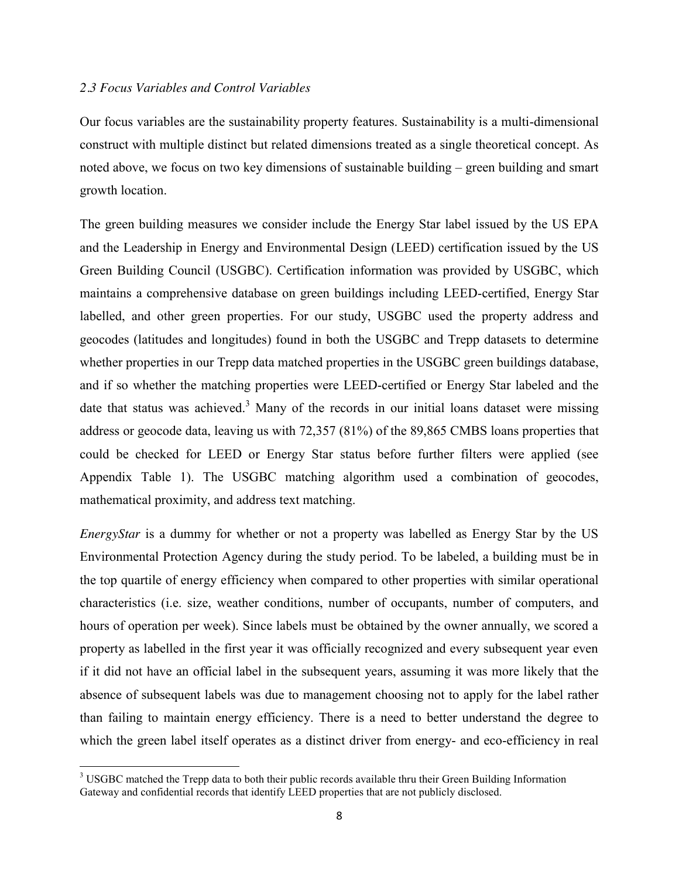### *2.3 Focus Variables and Control Variables*

Our focus variables are the sustainability property features. Sustainability is a multi-dimensional construct with multiple distinct but related dimensions treated as a single theoretical concept. As noted above, we focus on two key dimensions of sustainable building – green building and smart growth location.

The green building measures we consider include the Energy Star label issued by the US EPA and the Leadership in Energy and Environmental Design (LEED) certification issued by the US Green Building Council (USGBC). Certification information was provided by USGBC, which maintains a comprehensive database on green buildings including LEED-certified, Energy Star labelled, and other green properties. For our study, USGBC used the property address and geocodes (latitudes and longitudes) found in both the USGBC and Trepp datasets to determine whether properties in our Trepp data matched properties in the USGBC green buildings database, and if so whether the matching properties were LEED-certified or Energy Star labeled and the date that status was achieved.[3] Many of the records in our initial loans dataset were missing address or geocode data, leaving us with 72,357 (81%) of the 89,865 CMBS loans properties that could be checked for LEED or Energy Star status before further filters were applied (see Appendix Table 1). The USGBC matching algorithm used a combination of geocodes, mathematical proximity, and address text matching.

*EnergyStar* is a dummy for whether or not a property was labelled as Energy Star by the US Environmental Protection Agency during the study period. To be labeled, a building must be in the top quartile of energy efficiency when compared to other properties with similar operational characteristics (i.e. size, weather conditions, number of occupants, number of computers, and hours of operation per week). Since labels must be obtained by the owner annually, we scored a property as labelled in the first year it was officially recognized and every subsequent year even if it did not have an official label in the subsequent years, assuming it was more likely that the absence of subsequent labels was due to management choosing not to apply for the label rather than failing to maintain energy efficiency. There is a need to better understand the degree to which the green label itself operates as a distinct driver from energy- and eco-efficiency in real

[3] USGBC matched the Trepp data to both their public records available thru their Green Building Information Gateway and confidential records that identify LEED properties that are not publicly disclosed.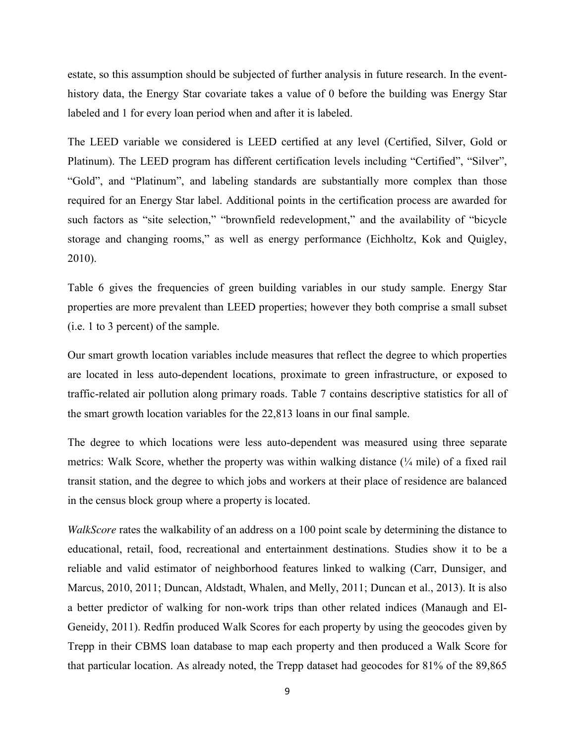estate, so this assumption should be subjected of further analysis in future research. In the event-history data, the Energy Star covariate takes a value of 0 before the building was Energy Star labeled and 1 for every loan period when and after it is labeled.

The LEED variable we considered is LEED certified at any level (Certified, Silver, Gold or Platinum). The LEED program has different certification levels including "Certified", "Silver", "Gold", and "Platinum", and labeling standards are substantially more complex than those required for an Energy Star label. Additional points in the certification process are awarded for such factors as "site selection," "brownfield redevelopment," and the availability of "bicycle storage and changing rooms," as well as energy performance (Eichholtz, Kok and Quigley, 2010).

Table 6 gives the frequencies of green building variables in our study sample. Energy Star properties are more prevalent than LEED properties; however they both comprise a small subset (i.e. 1 to 3 percent) of the sample.

Our smart growth location variables include measures that reflect the degree to which properties are located in less auto-dependent locations, proximate to green infrastructure, or exposed to traffic-related air pollution along primary roads. Table 7 contains descriptive statistics for all of the smart growth location variables for the 22,813 loans in our final sample.

The degree to which locations were less auto-dependent was measured using three separate metrics: Walk Score, whether the property was within walking distance (¼ mile) of a fixed rail transit station, and the degree to which jobs and workers at their place of residence are balanced in the census block group where a property is located.

*WalkScore* rates the walkability of an address on a 100 point scale by determining the distance to educational, retail, food, recreational and entertainment destinations. Studies show it to be a reliable and valid estimator of neighborhood features linked to walking (Carr, Dunsiger, and Marcus, 2010, 2011; Duncan, Aldstadt, Whalen, and Melly, 2011; Duncan et al., 2013). It is also a better predictor of walking for non-work trips than other related indices (Manaugh and El-Geneidy, 2011). Redfin produced Walk Scores for each property by using the geocodes given by Trepp in their CBMS loan database to map each property and then produced a Walk Score for that particular location. As already noted, the Trepp dataset had geocodes for 81% of the 89,865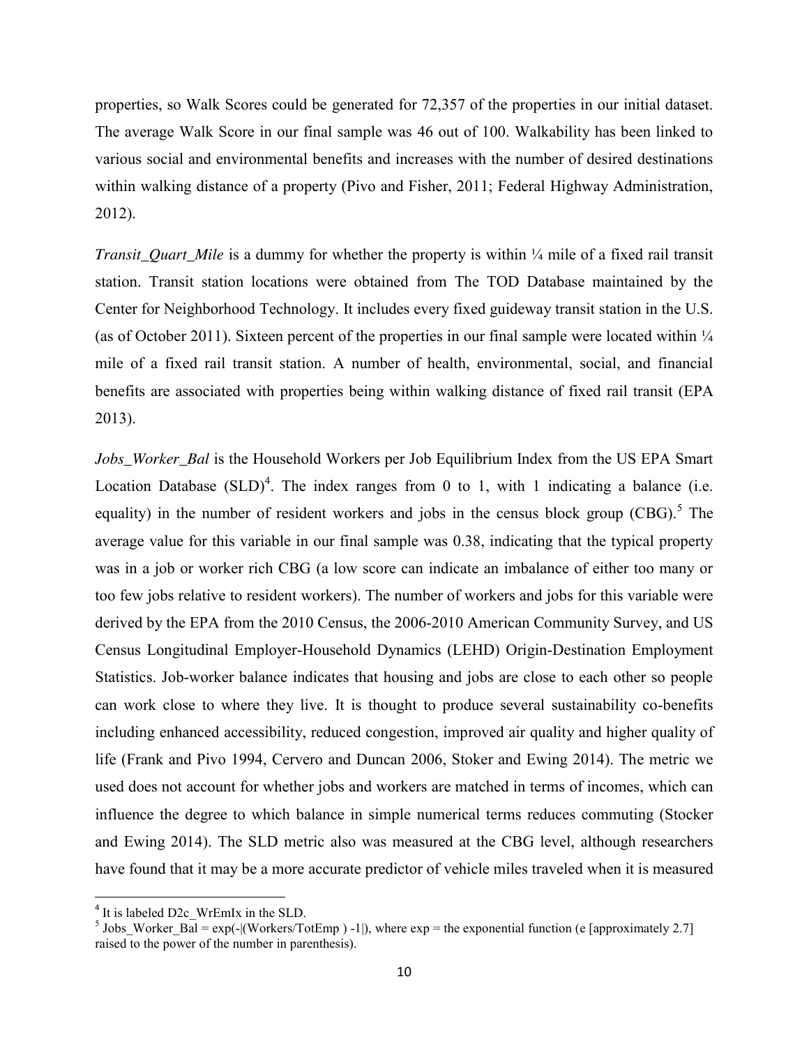properties, so Walk Scores could be generated for 72,357 of the properties in our initial dataset. The average Walk Score in our final sample was 46 out of 100. Walkability has been linked to various social and environmental benefits and increases with the number of desired destinations within walking distance of a property (Pivo and Fisher, 2011; Federal Highway Administration, 2012).

*Transit_Quart_Mile* is a dummy for whether the property is within ¼ mile of a fixed rail transit station. Transit station locations were obtained from The TOD Database maintained by the Center for Neighborhood Technology. It includes every fixed guideway transit station in the U.S. (as of October 2011). Sixteen percent of the properties in our final sample were located within ¼ mile of a fixed rail transit station. A number of health, environmental, social, and financial benefits are associated with properties being within walking distance of fixed rail transit (EPA 2013).

*Jobs_Worker_Bal* is the Household Workers per Job Equilibrium Index from the US EPA Smart Location Database (SLD)[4]. The index ranges from 0 to 1, with 1 indicating a balance (i.e. equality) in the number of resident workers and jobs in the census block group (CBG).[5] The average value for this variable in our final sample was 0.38, indicating that the typical property was in a job or worker rich CBG (a low score can indicate an imbalance of either too many or too few jobs relative to resident workers). The number of workers and jobs for this variable were derived by the EPA from the 2010 Census, the 2006-2010 American Community Survey, and US Census Longitudinal Employer-Household Dynamics (LEHD) Origin-Destination Employment Statistics. Job-worker balance indicates that housing and jobs are close to each other so people can work close to where they live. It is thought to produce several sustainability co-benefits including enhanced accessibility, reduced congestion, improved air quality and higher quality of life (Frank and Pivo 1994, Cervero and Duncan 2006, Stoker and Ewing 2014). The metric we used does not account for whether jobs and workers are matched in terms of incomes, which can influence the degree to which balance in simple numerical terms reduces commuting (Stocker and Ewing 2014). The SLD metric also was measured at the CBG level, although researchers have found that it may be a more accurate predictor of vehicle miles traveled when it is measured

[4] It is labeled D2c_WrEmIx in the SLD.

[5] Jobs_Worker_Bal = $\exp(-|(\text{Workers}/\text{TotEmp}) - 1|)$, where exp = the exponential function (e [approximately 2.7] raised to the power of the number in parenthesis).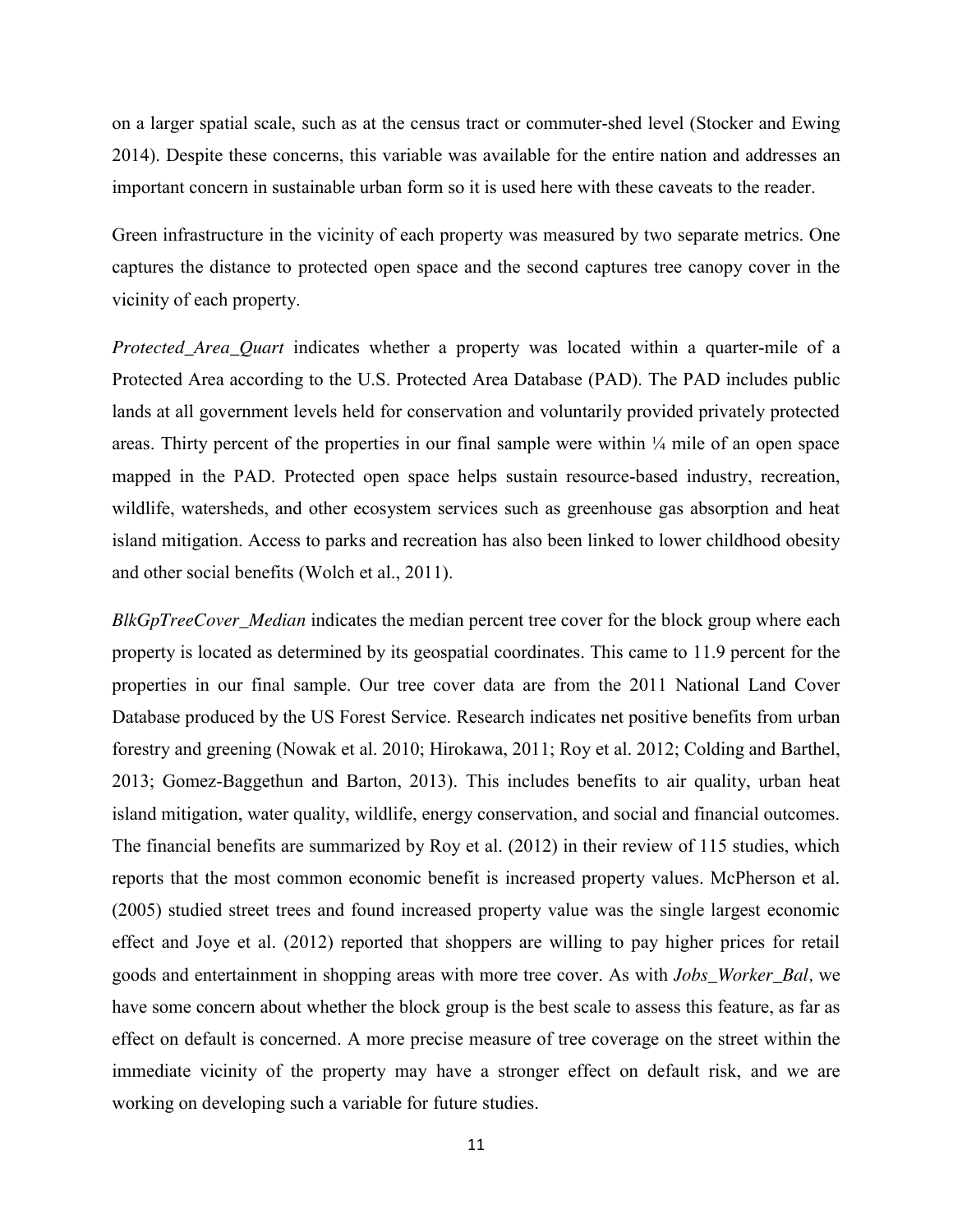on a larger spatial scale, such as at the census tract or commuter-shed level (Stocker and Ewing 2014). Despite these concerns, this variable was available for the entire nation and addresses an important concern in sustainable urban form so it is used here with these caveats to the reader.

Green infrastructure in the vicinity of each property was measured by two separate metrics. One captures the distance to protected open space and the second captures tree canopy cover in the vicinity of each property.

*Protected_Area_Quart* indicates whether a property was located within a quarter-mile of a Protected Area according to the U.S. Protected Area Database (PAD). The PAD includes public lands at all government levels held for conservation and voluntarily provided privately protected areas. Thirty percent of the properties in our final sample were within ¼ mile of an open space mapped in the PAD. Protected open space helps sustain resource-based industry, recreation, wildlife, watersheds, and other ecosystem services such as greenhouse gas absorption and heat island mitigation. Access to parks and recreation has also been linked to lower childhood obesity and other social benefits (Wolch et al., 2011).

*BlkGpTreeCover_Median* indicates the median percent tree cover for the block group where each property is located as determined by its geospatial coordinates. This came to 11.9 percent for the properties in our final sample. Our tree cover data are from the 2011 National Land Cover Database produced by the US Forest Service. Research indicates net positive benefits from urban forestry and greening (Nowak et al. 2010; Hirokawa, 2011; Roy et al. 2012; Colding and Barthel, 2013; Gomez-Baggethun and Barton, 2013). This includes benefits to air quality, urban heat island mitigation, water quality, wildlife, energy conservation, and social and financial outcomes. The financial benefits are summarized by Roy et al. (2012) in their review of 115 studies, which reports that the most common economic benefit is increased property values. McPherson et al. (2005) studied street trees and found increased property value was the single largest economic effect and Joye et al. (2012) reported that shoppers are willing to pay higher prices for retail goods and entertainment in shopping areas with more tree cover. As with *Jobs_Worker_Bal*, we have some concern about whether the block group is the best scale to assess this feature, as far as effect on default is concerned. A more precise measure of tree coverage on the street within the immediate vicinity of the property may have a stronger effect on default risk, and we are working on developing such a variable for future studies.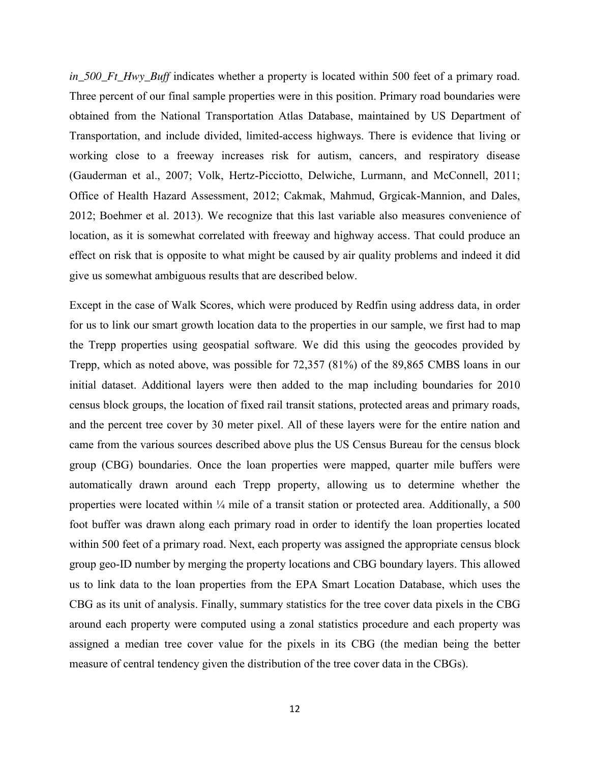*in_500_Ft_Hwy_Buff* indicates whether a property is located within 500 feet of a primary road. Three percent of our final sample properties were in this position. Primary road boundaries were obtained from the National Transportation Atlas Database, maintained by US Department of Transportation, and include divided, limited-access highways. There is evidence that living or working close to a freeway increases risk for autism, cancers, and respiratory disease (Gauderman et al., 2007; Volk, Hertz-Picciotto, Delwiche, Lurmann, and McConnell, 2011; Office of Health Hazard Assessment, 2012; Cakmak, Mahmud, Grgicak-Mannion, and Dales, 2012; Boehmer et al. 2013). We recognize that this last variable also measures convenience of location, as it is somewhat correlated with freeway and highway access. That could produce an effect on risk that is opposite to what might be caused by air quality problems and indeed it did give us somewhat ambiguous results that are described below.

Except in the case of Walk Scores, which were produced by Redfin using address data, in order for us to link our smart growth location data to the properties in our sample, we first had to map the Trepp properties using geospatial software. We did this using the geocodes provided by Trepp, which as noted above, was possible for 72,357 (81%) of the 89,865 CMBS loans in our initial dataset. Additional layers were then added to the map including boundaries for 2010 census block groups, the location of fixed rail transit stations, protected areas and primary roads, and the percent tree cover by 30 meter pixel. All of these layers were for the entire nation and came from the various sources described above plus the US Census Bureau for the census block group (CBG) boundaries. Once the loan properties were mapped, quarter mile buffers were automatically drawn around each Trepp property, allowing us to determine whether the properties were located within ¼ mile of a transit station or protected area. Additionally, a 500 foot buffer was drawn along each primary road in order to identify the loan properties located within 500 feet of a primary road. Next, each property was assigned the appropriate census block group geo-ID number by merging the property locations and CBG boundary layers. This allowed us to link data to the loan properties from the EPA Smart Location Database, which uses the CBG as its unit of analysis. Finally, summary statistics for the tree cover data pixels in the CBG around each property were computed using a zonal statistics procedure and each property was assigned a median tree cover value for the pixels in its CBG (the median being the better measure of central tendency given the distribution of the tree cover data in the CBGs).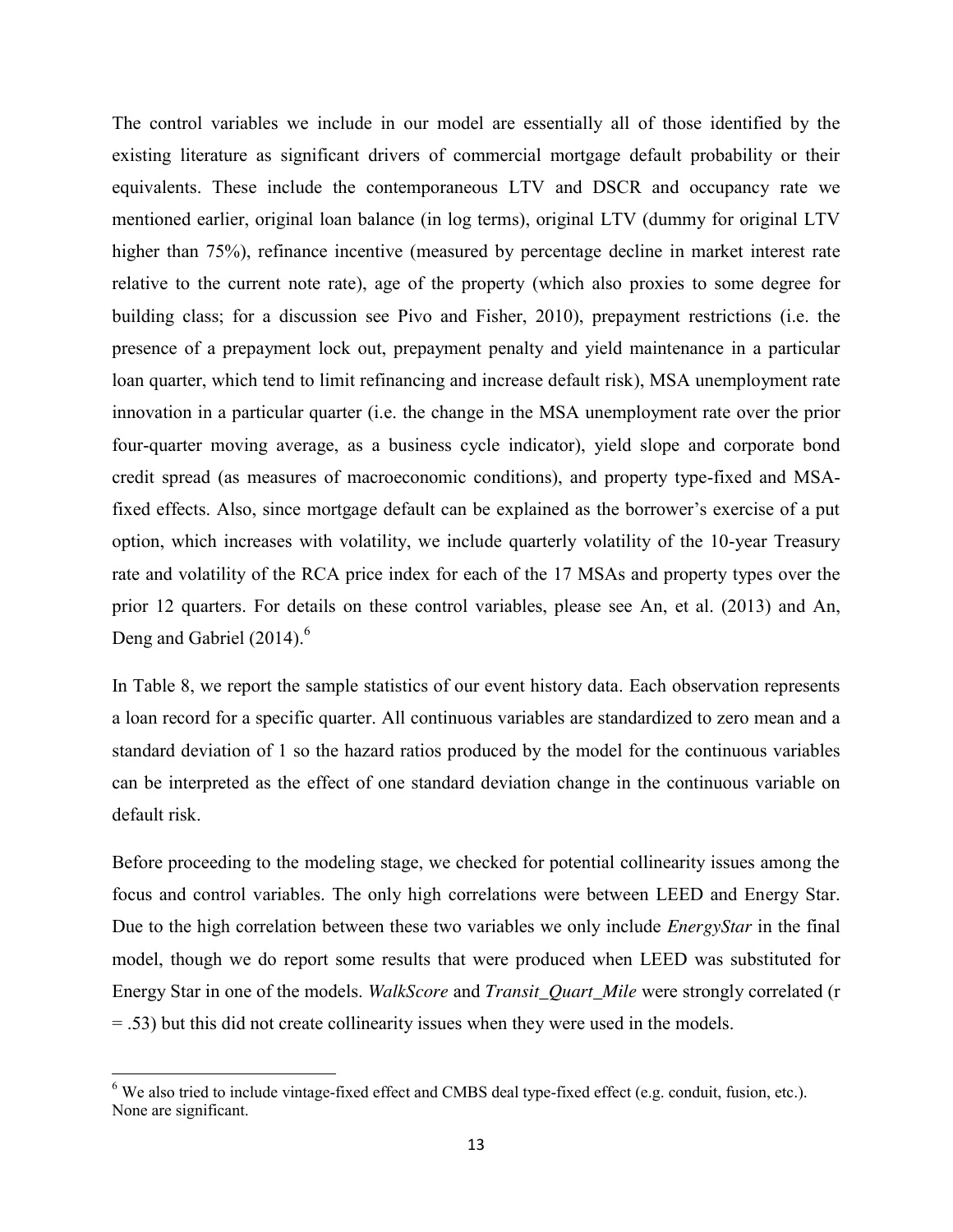The control variables we include in our model are essentially all of those identified by the existing literature as significant drivers of commercial mortgage default probability or their equivalents. These include the contemporaneous LTV and DSCR and occupancy rate we mentioned earlier, original loan balance (in log terms), original LTV (dummy for original LTV higher than 75%), refinance incentive (measured by percentage decline in market interest rate relative to the current note rate), age of the property (which also proxies to some degree for building class; for a discussion see Pivo and Fisher, 2010), prepayment restrictions (i.e. the presence of a prepayment lock out, prepayment penalty and yield maintenance in a particular loan quarter, which tend to limit refinancing and increase default risk), MSA unemployment rate innovation in a particular quarter (i.e. the change in the MSA unemployment rate over the prior four-quarter moving average, as a business cycle indicator), yield slope and corporate bond credit spread (as measures of macroeconomic conditions), and property type-fixed and MSA-fixed effects. Also, since mortgage default can be explained as the borrower's exercise of a put option, which increases with volatility, we include quarterly volatility of the 10-year Treasury rate and volatility of the RCA price index for each of the 17 MSAs and property types over the prior 12 quarters. For details on these control variables, please see An, et al. (2013) and An, Deng and Gabriel (2014).[6]

In Table 8, we report the sample statistics of our event history data. Each observation represents a loan record for a specific quarter. All continuous variables are standardized to zero mean and a standard deviation of 1 so the hazard ratios produced by the model for the continuous variables can be interpreted as the effect of one standard deviation change in the continuous variable on default risk.

Before proceeding to the modeling stage, we checked for potential collinearity issues among the focus and control variables. The only high correlations were between LEED and Energy Star. Due to the high correlation between these two variables we only include *EnergyStar* in the final model, though we do report some results that were produced when LEED was substituted for Energy Star in one of the models. *WalkScore* and *Transit_Quart_Mile* were strongly correlated (r = .53) but this did not create collinearity issues when they were used in the models.

[6] We also tried to include vintage-fixed effect and CMBS deal type-fixed effect (e.g. conduit, fusion, etc.). None are significant.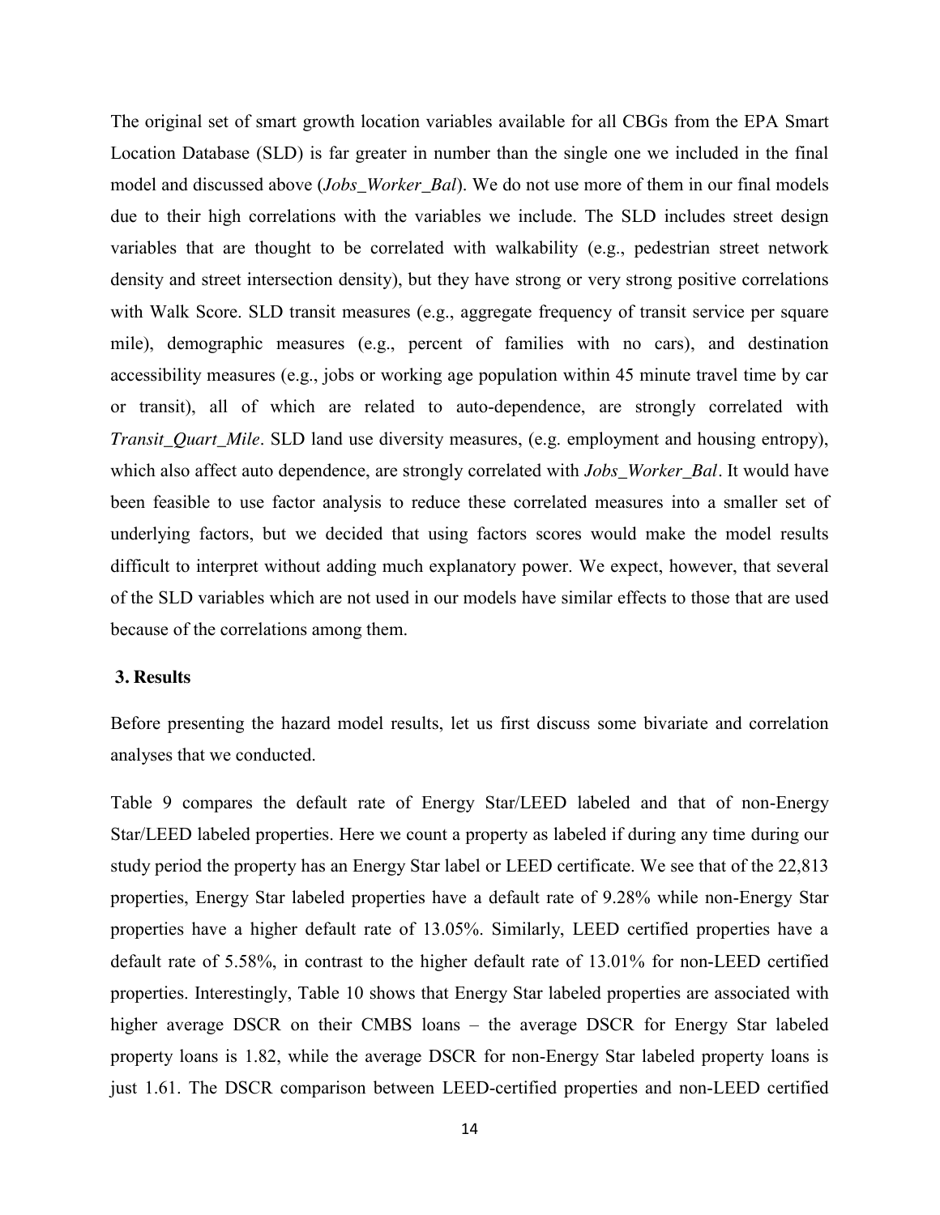The original set of smart growth location variables available for all CBGs from the EPA Smart Location Database (SLD) is far greater in number than the single one we included in the final model and discussed above (*Jobs_Worker_Bal*). We do not use more of them in our final models due to their high correlations with the variables we include. The SLD includes street design variables that are thought to be correlated with walkability (e.g., pedestrian street network density and street intersection density), but they have strong or very strong positive correlations with Walk Score. SLD transit measures (e.g., aggregate frequency of transit service per square mile), demographic measures (e.g., percent of families with no cars), and destination accessibility measures (e.g., jobs or working age population within 45 minute travel time by car or transit), all of which are related to auto-dependence, are strongly correlated with *Transit_Quart_Mile*. SLD land use diversity measures, (e.g. employment and housing entropy), which also affect auto dependence, are strongly correlated with *Jobs_Worker_Bal*. It would have been feasible to use factor analysis to reduce these correlated measures into a smaller set of underlying factors, but we decided that using factors scores would make the model results difficult to interpret without adding much explanatory power. We expect, however, that several of the SLD variables which are not used in our models have similar effects to those that are used because of the correlations among them.

## 3. Results

Before presenting the hazard model results, let us first discuss some bivariate and correlation analyses that we conducted.

Table 9 compares the default rate of Energy Star/LEED labeled and that of non-Energy Star/LEED labeled properties. Here we count a property as labeled if during any time during our study period the property has an Energy Star label or LEED certificate. We see that of the 22,813 properties, Energy Star labeled properties have a default rate of 9.28% while non-Energy Star properties have a higher default rate of 13.05%. Similarly, LEED certified properties have a default rate of 5.58%, in contrast to the higher default rate of 13.01% for non-LEED certified properties. Interestingly, Table 10 shows that Energy Star labeled properties are associated with higher average DSCR on their CMBS loans – the average DSCR for Energy Star labeled property loans is 1.82, while the average DSCR for non-Energy Star labeled property loans is just 1.61. The DSCR comparison between LEED-certified properties and non-LEED certified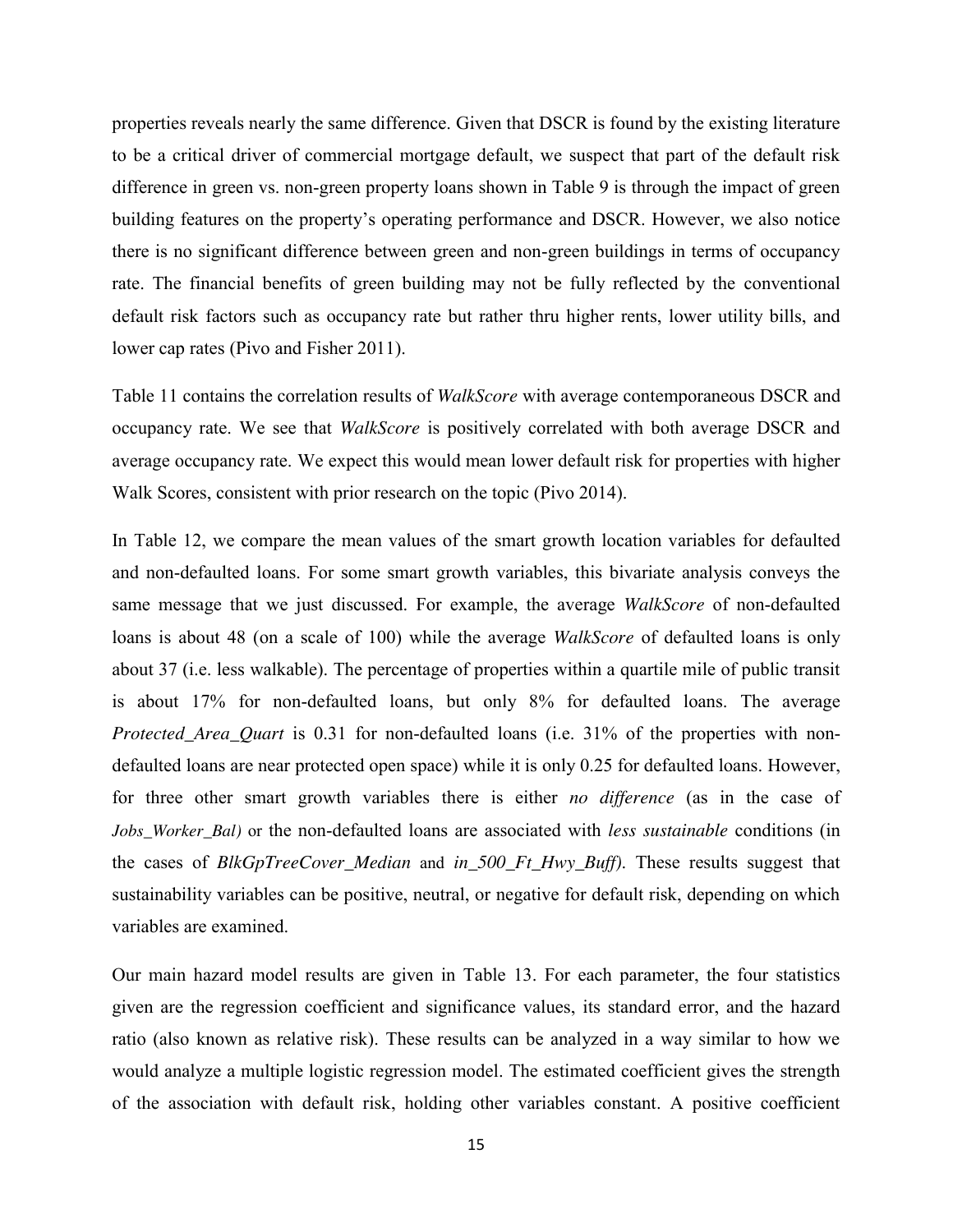properties reveals nearly the same difference. Given that DSCR is found by the existing literature to be a critical driver of commercial mortgage default, we suspect that part of the default risk difference in green vs. non-green property loans shown in Table 9 is through the impact of green building features on the property's operating performance and DSCR. However, we also notice there is no significant difference between green and non-green buildings in terms of occupancy rate. The financial benefits of green building may not be fully reflected by the conventional default risk factors such as occupancy rate but rather thru higher rents, lower utility bills, and lower cap rates (Pivo and Fisher 2011).

Table 11 contains the correlation results of *WalkScore* with average contemporaneous DSCR and occupancy rate. We see that *WalkScore* is positively correlated with both average DSCR and average occupancy rate. We expect this would mean lower default risk for properties with higher Walk Scores, consistent with prior research on the topic (Pivo 2014).

In Table 12, we compare the mean values of the smart growth location variables for defaulted and non-defaulted loans. For some smart growth variables, this bivariate analysis conveys the same message that we just discussed. For example, the average *WalkScore* of non-defaulted loans is about 48 (on a scale of 100) while the average *WalkScore* of defaulted loans is only about 37 (i.e. less walkable). The percentage of properties within a quartile mile of public transit is about 17% for non-defaulted loans, but only 8% for defaulted loans. The average *Protected_Area_Quart* is 0.31 for non-defaulted loans (i.e. 31% of the properties with non-defaulted loans are near protected open space) while it is only 0.25 for defaulted loans. However, for three other smart growth variables there is either *no difference* (as in the case of *Jobs_Worker_Bal)* or the non-defaulted loans are associated with *less sustainable* conditions (in the cases of *BlkGpTreeCover_Median* and *in_500_Ft_Hwy_Buff)*. These results suggest that sustainability variables can be positive, neutral, or negative for default risk, depending on which variables are examined.

Our main hazard model results are given in Table 13. For each parameter, the four statistics given are the regression coefficient and significance values, its standard error, and the hazard ratio (also known as relative risk). These results can be analyzed in a way similar to how we would analyze a multiple logistic regression model. The estimated coefficient gives the strength of the association with default risk, holding other variables constant. A positive coefficient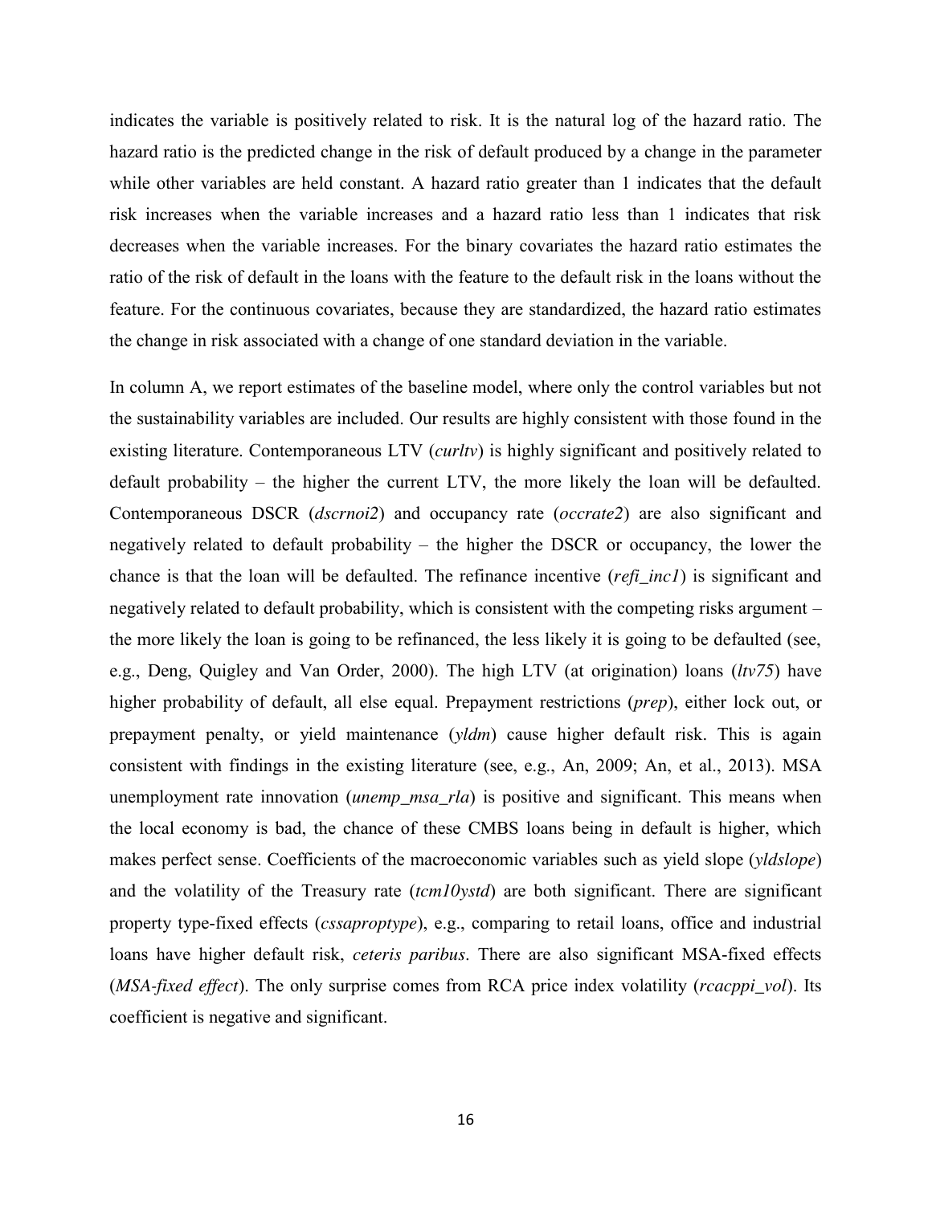indicates the variable is positively related to risk. It is the natural log of the hazard ratio. The hazard ratio is the predicted change in the risk of default produced by a change in the parameter while other variables are held constant. A hazard ratio greater than 1 indicates that the default risk increases when the variable increases and a hazard ratio less than 1 indicates that risk decreases when the variable increases. For the binary covariates the hazard ratio estimates the ratio of the risk of default in the loans with the feature to the default risk in the loans without the feature. For the continuous covariates, because they are standardized, the hazard ratio estimates the change in risk associated with a change of one standard deviation in the variable.

In column A, we report estimates of the baseline model, where only the control variables but not the sustainability variables are included. Our results are highly consistent with those found in the existing literature. Contemporaneous LTV (*curltv*) is highly significant and positively related to default probability – the higher the current LTV, the more likely the loan will be defaulted. Contemporaneous DSCR (*dscrnoi2*) and occupancy rate (*occrate2*) are also significant and negatively related to default probability – the higher the DSCR or occupancy, the lower the chance is that the loan will be defaulted. The refinance incentive (*refi_inc1*) is significant and negatively related to default probability, which is consistent with the competing risks argument – the more likely the loan is going to be refinanced, the less likely it is going to be defaulted (see, e.g., Deng, Quigley and Van Order, 2000). The high LTV (at origination) loans (*ltv75*) have higher probability of default, all else equal. Prepayment restrictions (*prep*), either lock out, or prepayment penalty, or yield maintenance (*yldm*) cause higher default risk. This is again consistent with findings in the existing literature (see, e.g., An, 2009; An, et al., 2013). MSA unemployment rate innovation (*unemp_msa_rla*) is positive and significant. This means when the local economy is bad, the chance of these CMBS loans being in default is higher, which makes perfect sense. Coefficients of the macroeconomic variables such as yield slope (*yldslope*) and the volatility of the Treasury rate (*tcm10ystd*) are both significant. There are significant property type-fixed effects (*cssaproptype*), e.g., comparing to retail loans, office and industrial loans have higher default risk, *ceteris paribus*. There are also significant MSA-fixed effects (*MSA-fixed effect*). The only surprise comes from RCA price index volatility (*rcacppi_vol*). Its coefficient is negative and significant.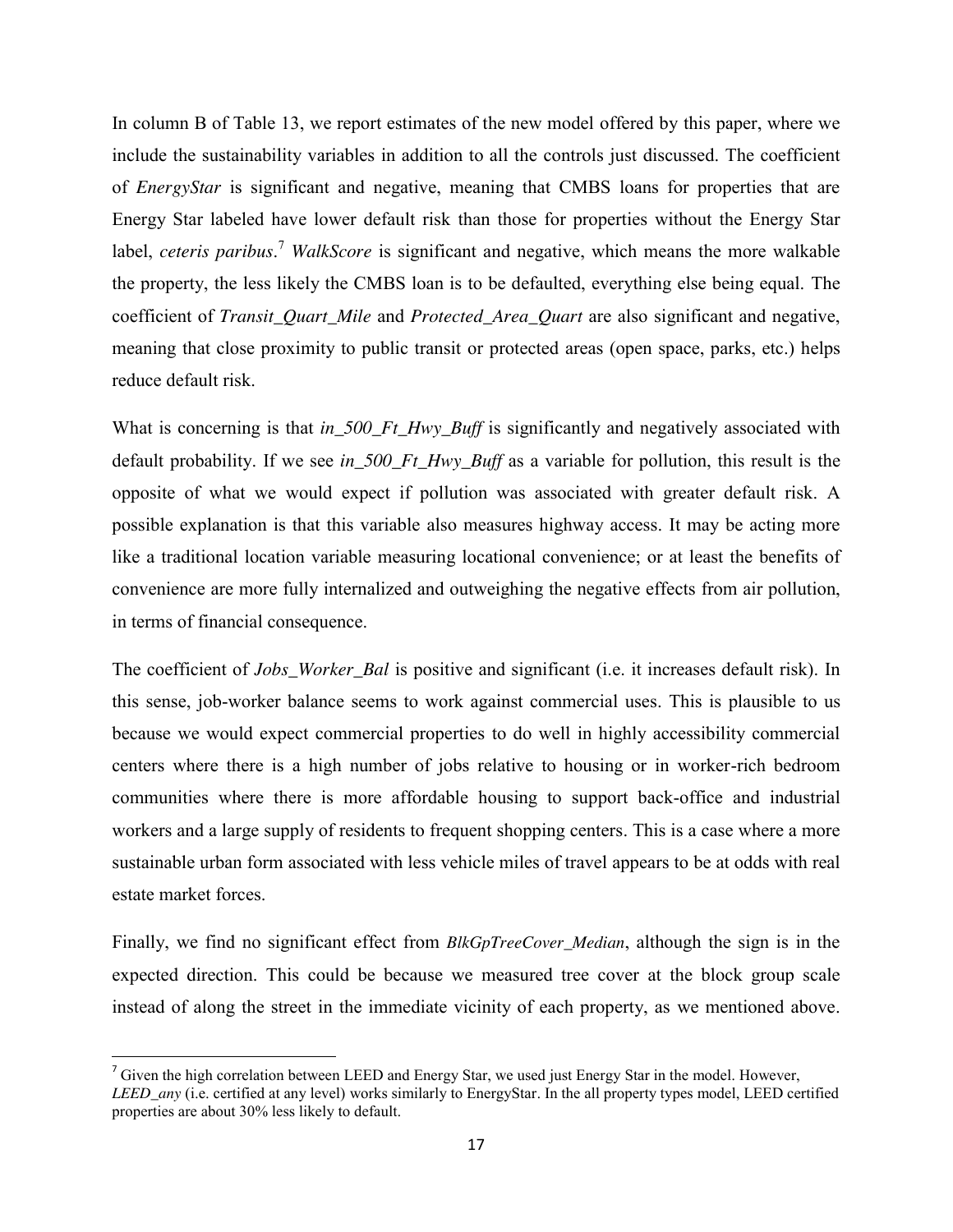In column B of Table 13, we report estimates of the new model offered by this paper, where we include the sustainability variables in addition to all the controls just discussed. The coefficient of *EnergyStar* is significant and negative, meaning that CMBS loans for properties that are Energy Star labeled have lower default risk than those for properties without the Energy Star label, *ceteris paribus*.[7] *WalkScore* is significant and negative, which means the more walkable the property, the less likely the CMBS loan is to be defaulted, everything else being equal. The coefficient of *Transit_Quart_Mile* and *Protected_Area_Quart* are also significant and negative, meaning that close proximity to public transit or protected areas (open space, parks, etc.) helps reduce default risk.

What is concerning is that *in_500_Ft_Hwy_Buff* is significantly and negatively associated with default probability. If we see *in_500_Ft_Hwy_Buff* as a variable for pollution, this result is the opposite of what we would expect if pollution was associated with greater default risk. A possible explanation is that this variable also measures highway access. It may be acting more like a traditional location variable measuring locational convenience; or at least the benefits of convenience are more fully internalized and outweighing the negative effects from air pollution, in terms of financial consequence.

The coefficient of *Jobs_Worker_Bal* is positive and significant (i.e. it increases default risk). In this sense, job-worker balance seems to work against commercial uses. This is plausible to us because we would expect commercial properties to do well in highly accessibility commercial centers where there is a high number of jobs relative to housing or in worker-rich bedroom communities where there is more affordable housing to support back-office and industrial workers and a large supply of residents to frequent shopping centers. This is a case where a more sustainable urban form associated with less vehicle miles of travel appears to be at odds with real estate market forces.

Finally, we find no significant effect from *BlkGpTreeCover_Median*, although the sign is in the expected direction. This could be because we measured tree cover at the block group scale instead of along the street in the immediate vicinity of each property, as we mentioned above.

---

[7] Given the high correlation between LEED and Energy Star, we used just Energy Star in the model. However, *LEED_any* (i.e. certified at any level) works similarly to EnergyStar. In the all property types model, LEED certified properties are about 30% less likely to default.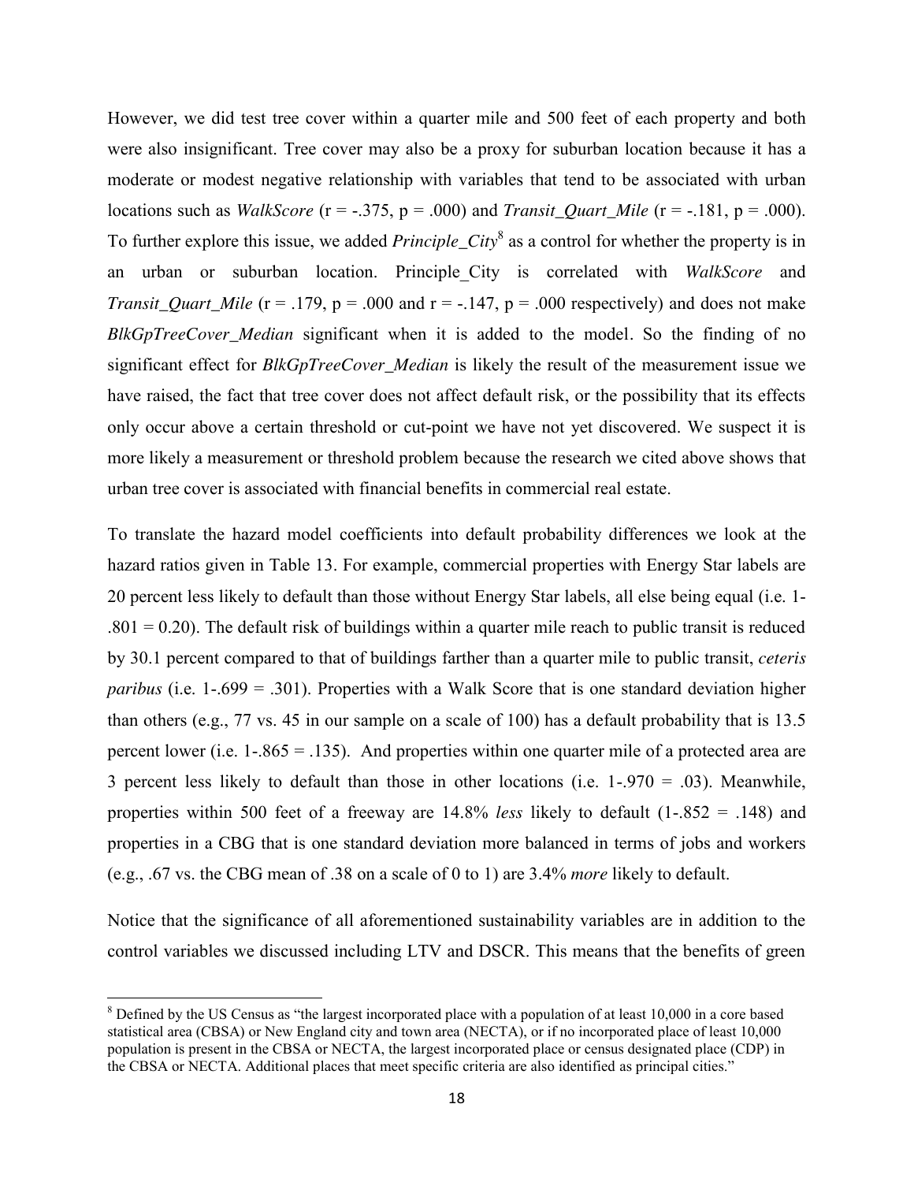However, we did test tree cover within a quarter mile and 500 feet of each property and both were also insignificant. Tree cover may also be a proxy for suburban location because it has a moderate or modest negative relationship with variables that tend to be associated with urban locations such as *WalkScore* (r = -.375, p = .000) and *Transit_Quart_Mile* (r = -.181, p = .000). To further explore this issue, we added *Principle_City*[8] as a control for whether the property is in an urban or suburban location. Principle_City is correlated with *WalkScore* and *Transit_Quart_Mile* (r = .179, p = .000 and r = -.147, p = .000 respectively) and does not make *BlkGpTreeCover_Median* significant when it is added to the model. So the finding of no significant effect for *BlkGpTreeCover_Median* is likely the result of the measurement issue we have raised, the fact that tree cover does not affect default risk, or the possibility that its effects only occur above a certain threshold or cut-point we have not yet discovered. We suspect it is more likely a measurement or threshold problem because the research we cited above shows that urban tree cover is associated with financial benefits in commercial real estate.

To translate the hazard model coefficients into default probability differences we look at the hazard ratios given in Table 13. For example, commercial properties with Energy Star labels are 20 percent less likely to default than those without Energy Star labels, all else being equal (i.e. 1-.801 = 0.20). The default risk of buildings within a quarter mile reach to public transit is reduced by 30.1 percent compared to that of buildings farther than a quarter mile to public transit, *ceteris paribus* (i.e. 1-.699 = .301). Properties with a Walk Score that is one standard deviation higher than others (e.g., 77 vs. 45 in our sample on a scale of 100) has a default probability that is 13.5 percent lower (i.e. 1-.865 = .135). And properties within one quarter mile of a protected area are 3 percent less likely to default than those in other locations (i.e. 1-.970 = .03). Meanwhile, properties within 500 feet of a freeway are 14.8% *less* likely to default (1-.852 = .148) and properties in a CBG that is one standard deviation more balanced in terms of jobs and workers (e.g., .67 vs. the CBG mean of .38 on a scale of 0 to 1) are 3.4% *more* likely to default.

Notice that the significance of all aforementioned sustainability variables are in addition to the control variables we discussed including LTV and DSCR. This means that the benefits of green

[8] Defined by the US Census as "the largest incorporated place with a population of at least 10,000 in a core based statistical area (CBSA) or New England city and town area (NECTA), or if no incorporated place of least 10,000 population is present in the CBSA or NECTA, the largest incorporated place or census designated place (CDP) in the CBSA or NECTA. Additional places that meet specific criteria are also identified as principal cities."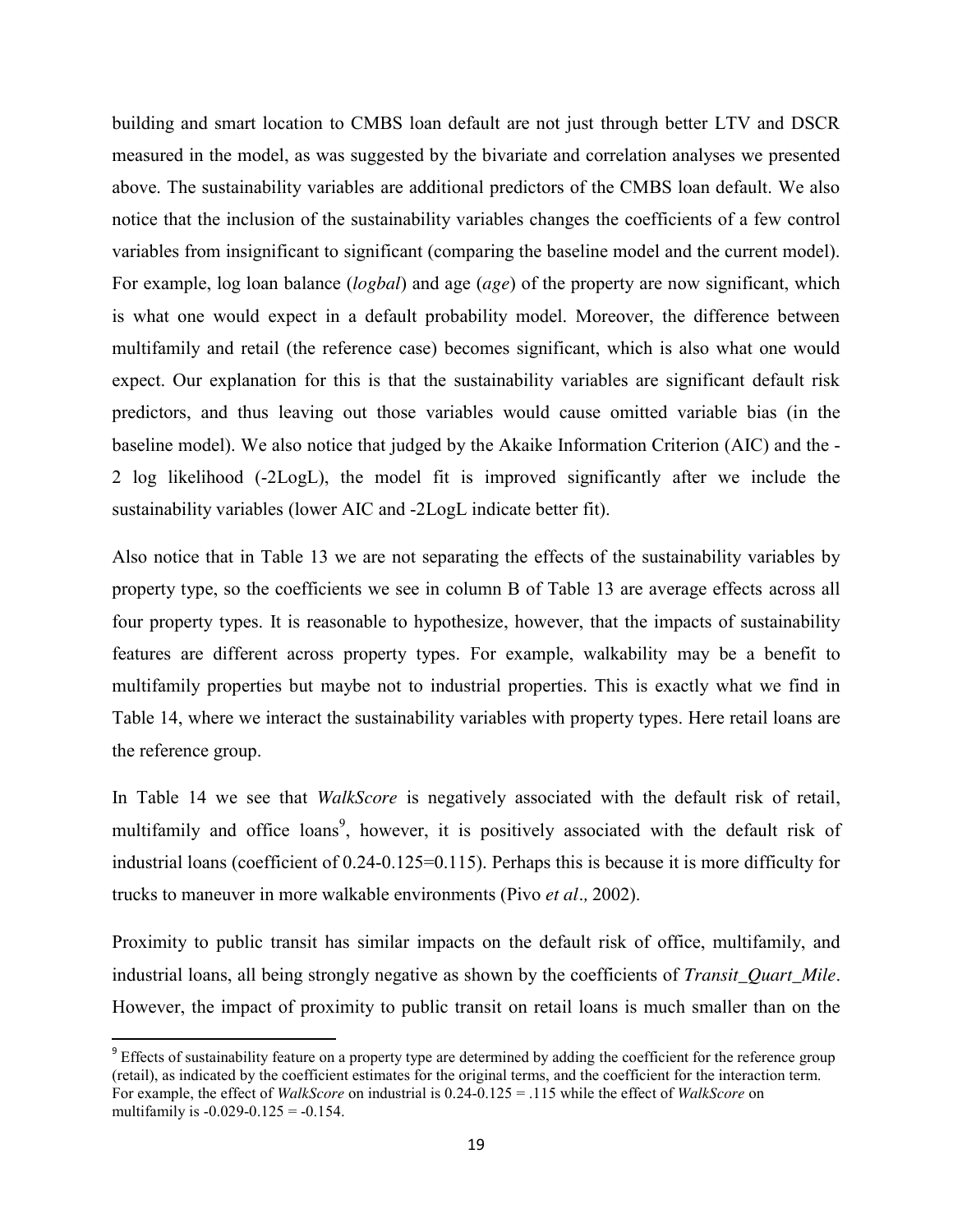building and smart location to CMBS loan default are not just through better LTV and DSCR measured in the model, as was suggested by the bivariate and correlation analyses we presented above. The sustainability variables are additional predictors of the CMBS loan default. We also notice that the inclusion of the sustainability variables changes the coefficients of a few control variables from insignificant to significant (comparing the baseline model and the current model). For example, log loan balance (*logbal*) and age (*age*) of the property are now significant, which is what one would expect in a default probability model. Moreover, the difference between multifamily and retail (the reference case) becomes significant, which is also what one would expect. Our explanation for this is that the sustainability variables are significant default risk predictors, and thus leaving out those variables would cause omitted variable bias (in the baseline model). We also notice that judged by the Akaike Information Criterion (AIC) and the -2 log likelihood (-2LogL), the model fit is improved significantly after we include the sustainability variables (lower AIC and -2LogL indicate better fit).

Also notice that in Table 13 we are not separating the effects of the sustainability variables by property type, so the coefficients we see in column B of Table 13 are average effects across all four property types. It is reasonable to hypothesize, however, that the impacts of sustainability features are different across property types. For example, walkability may be a benefit to multifamily properties but maybe not to industrial properties. This is exactly what we find in Table 14, where we interact the sustainability variables with property types. Here retail loans are the reference group.

In Table 14 we see that *WalkScore* is negatively associated with the default risk of retail, multifamily and office loans[9], however, it is positively associated with the default risk of industrial loans (coefficient of 0.24-0.125=0.115). Perhaps this is because it is more difficulty for trucks to maneuver in more walkable environments (Pivo *et al*., 2002).

Proximity to public transit has similar impacts on the default risk of office, multifamily, and industrial loans, all being strongly negative as shown by the coefficients of *Transit_Quart_Mile*. However, the impact of proximity to public transit on retail loans is much smaller than on the

[9] Effects of sustainability feature on a property type are determined by adding the coefficient for the reference group (retail), as indicated by the coefficient estimates for the original terms, and the coefficient for the interaction term. For example, the effect of *WalkScore* on industrial is 0.24-0.125 = .115 while the effect of *WalkScore* on multifamily is -0.029-0.125 = -0.154.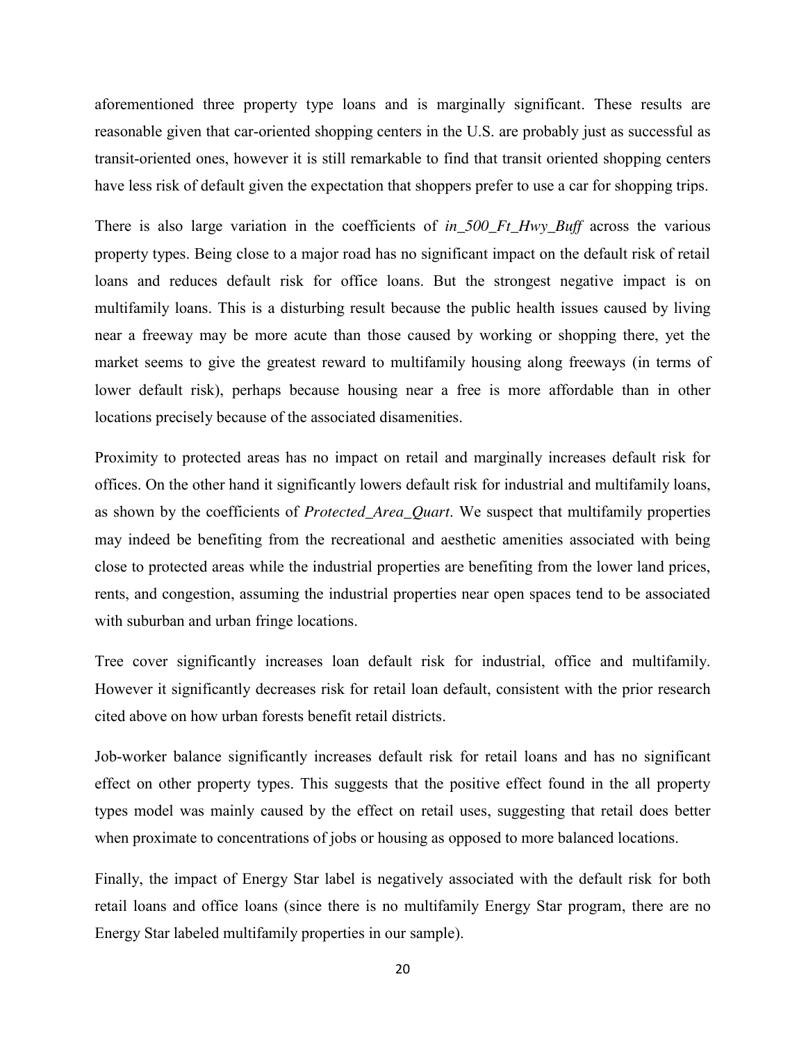aforementioned three property type loans and is marginally significant. These results are reasonable given that car-oriented shopping centers in the U.S. are probably just as successful as transit-oriented ones, however it is still remarkable to find that transit oriented shopping centers have less risk of default given the expectation that shoppers prefer to use a car for shopping trips.

There is also large variation in the coefficients of *in_500_Ft_Hwy_Buff* across the various property types. Being close to a major road has no significant impact on the default risk of retail loans and reduces default risk for office loans. But the strongest negative impact is on multifamily loans. This is a disturbing result because the public health issues caused by living near a freeway may be more acute than those caused by working or shopping there, yet the market seems to give the greatest reward to multifamily housing along freeways (in terms of lower default risk), perhaps because housing near a free is more affordable than in other locations precisely because of the associated disamenities.

Proximity to protected areas has no impact on retail and marginally increases default risk for offices. On the other hand it significantly lowers default risk for industrial and multifamily loans, as shown by the coefficients of *Protected_Area_Quart*. We suspect that multifamily properties may indeed be benefiting from the recreational and aesthetic amenities associated with being close to protected areas while the industrial properties are benefiting from the lower land prices, rents, and congestion, assuming the industrial properties near open spaces tend to be associated with suburban and urban fringe locations.

Tree cover significantly increases loan default risk for industrial, office and multifamily. However it significantly decreases risk for retail loan default, consistent with the prior research cited above on how urban forests benefit retail districts.

Job-worker balance significantly increases default risk for retail loans and has no significant effect on other property types. This suggests that the positive effect found in the all property types model was mainly caused by the effect on retail uses, suggesting that retail does better when proximate to concentrations of jobs or housing as opposed to more balanced locations.

Finally, the impact of Energy Star label is negatively associated with the default risk for both retail loans and office loans (since there is no multifamily Energy Star program, there are no Energy Star labeled multifamily properties in our sample).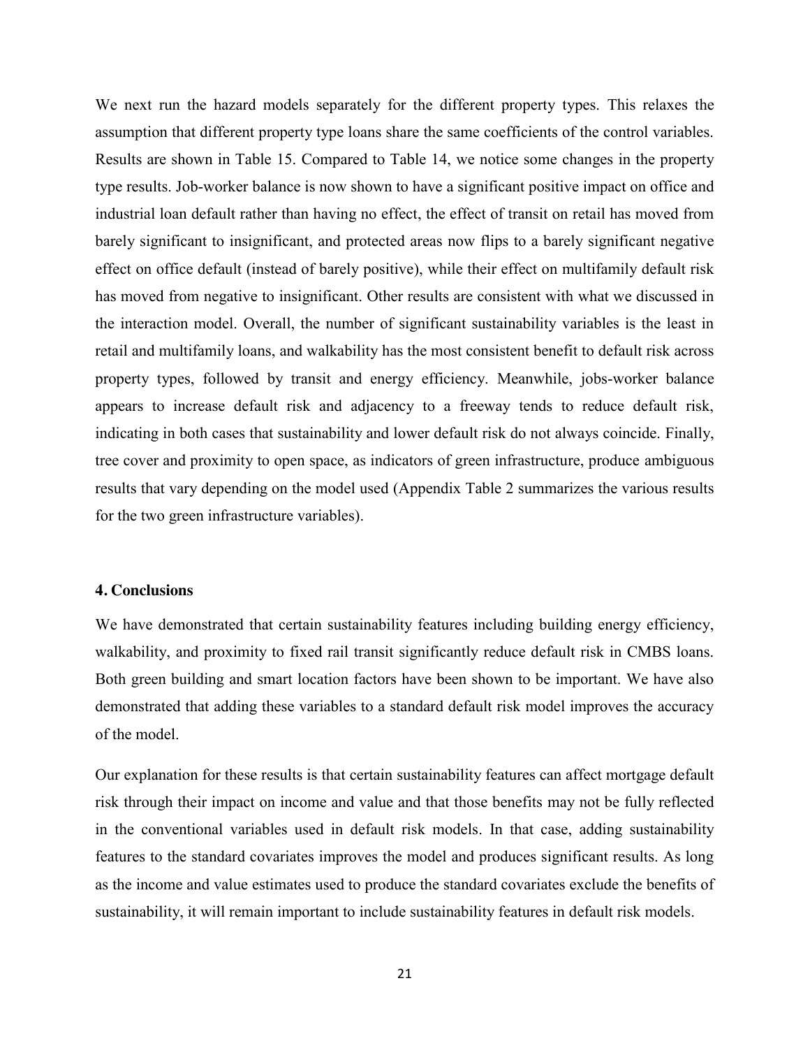We next run the hazard models separately for the different property types. This relaxes the assumption that different property type loans share the same coefficients of the control variables. Results are shown in Table 15. Compared to Table 14, we notice some changes in the property type results. Job-worker balance is now shown to have a significant positive impact on office and industrial loan default rather than having no effect, the effect of transit on retail has moved from barely significant to insignificant, and protected areas now flips to a barely significant negative effect on office default (instead of barely positive), while their effect on multifamily default risk has moved from negative to insignificant. Other results are consistent with what we discussed in the interaction model. Overall, the number of significant sustainability variables is the least in retail and multifamily loans, and walkability has the most consistent benefit to default risk across property types, followed by transit and energy efficiency. Meanwhile, jobs-worker balance appears to increase default risk and adjacency to a freeway tends to reduce default risk, indicating in both cases that sustainability and lower default risk do not always coincide. Finally, tree cover and proximity to open space, as indicators of green infrastructure, produce ambiguous results that vary depending on the model used (Appendix Table 2 summarizes the various results for the two green infrastructure variables).

## 4. Conclusions

We have demonstrated that certain sustainability features including building energy efficiency, walkability, and proximity to fixed rail transit significantly reduce default risk in CMBS loans. Both green building and smart location factors have been shown to be important. We have also demonstrated that adding these variables to a standard default risk model improves the accuracy of the model.

Our explanation for these results is that certain sustainability features can affect mortgage default risk through their impact on income and value and that those benefits may not be fully reflected in the conventional variables used in default risk models. In that case, adding sustainability features to the standard covariates improves the model and produces significant results. As long as the income and value estimates used to produce the standard covariates exclude the benefits of sustainability, it will remain important to include sustainability features in default risk models.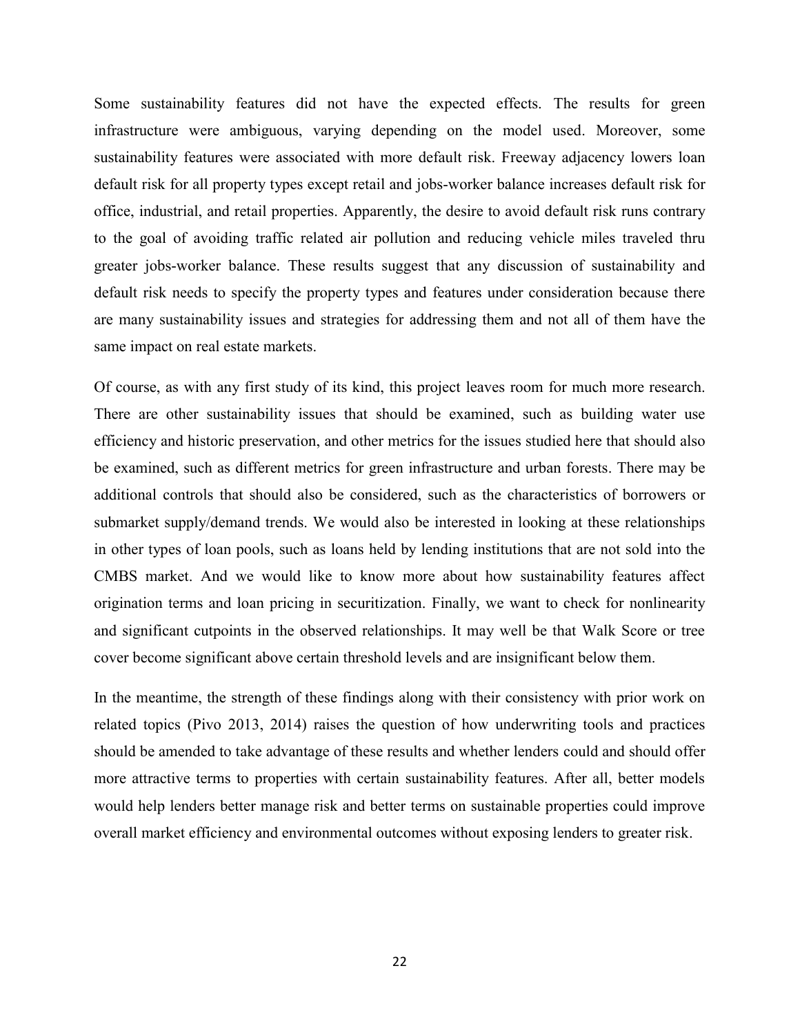Some sustainability features did not have the expected effects. The results for green infrastructure were ambiguous, varying depending on the model used. Moreover, some sustainability features were associated with more default risk. Freeway adjacency lowers loan default risk for all property types except retail and jobs-worker balance increases default risk for office, industrial, and retail properties. Apparently, the desire to avoid default risk runs contrary to the goal of avoiding traffic related air pollution and reducing vehicle miles traveled thru greater jobs-worker balance. These results suggest that any discussion of sustainability and default risk needs to specify the property types and features under consideration because there are many sustainability issues and strategies for addressing them and not all of them have the same impact on real estate markets.

Of course, as with any first study of its kind, this project leaves room for much more research. There are other sustainability issues that should be examined, such as building water use efficiency and historic preservation, and other metrics for the issues studied here that should also be examined, such as different metrics for green infrastructure and urban forests. There may be additional controls that should also be considered, such as the characteristics of borrowers or submarket supply/demand trends. We would also be interested in looking at these relationships in other types of loan pools, such as loans held by lending institutions that are not sold into the CMBS market. And we would like to know more about how sustainability features affect origination terms and loan pricing in securitization. Finally, we want to check for nonlinearity and significant cutpoints in the observed relationships. It may well be that Walk Score or tree cover become significant above certain threshold levels and are insignificant below them.

In the meantime, the strength of these findings along with their consistency with prior work on related topics (Pivo 2013, 2014) raises the question of how underwriting tools and practices should be amended to take advantage of these results and whether lenders could and should offer more attractive terms to properties with certain sustainability features. After all, better models would help lenders better manage risk and better terms on sustainable properties could improve overall market efficiency and environmental outcomes without exposing lenders to greater risk.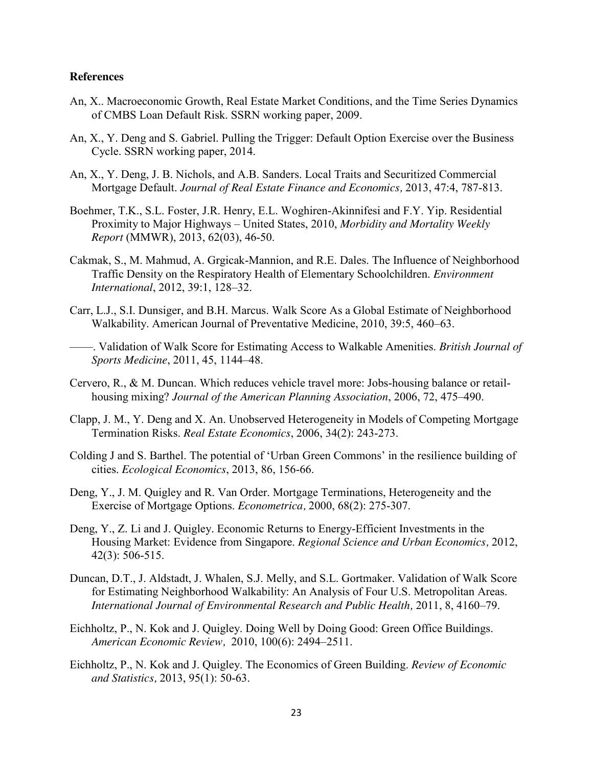**References**

An, X.. Macroeconomic Growth, Real Estate Market Conditions, and the Time Series Dynamics of CMBS Loan Default Risk. SSRN working paper, 2009.

An, X., Y. Deng and S. Gabriel. Pulling the Trigger: Default Option Exercise over the Business Cycle. SSRN working paper, 2014.

An, X., Y. Deng, J. B. Nichols, and A.B. Sanders. Local Traits and Securitized Commercial Mortgage Default. *Journal of Real Estate Finance and Economics,* 2013, 47:4, 787-813.

Boehmer, T.K., S.L. Foster, J.R. Henry, E.L. Woghiren-Akinnifesi and F.Y. Yip. Residential Proximity to Major Highways – United States, 2010, *Morbidity and Mortality Weekly Report* (MMWR), 2013, 62(03), 46-50.

Cakmak, S., M. Mahmud, A. Grgicak-Mannion, and R.E. Dales. The Influence of Neighborhood Traffic Density on the Respiratory Health of Elementary Schoolchildren. *Environment International*, 2012, 39:1, 128–32.

Carr, L.J., S.I. Dunsiger, and B.H. Marcus. Walk Score As a Global Estimate of Neighborhood Walkability. American Journal of Preventative Medicine, 2010, 39:5, 460–63.

——. Validation of Walk Score for Estimating Access to Walkable Amenities. *British Journal of Sports Medicine*, 2011, 45, 1144–48.

Cervero, R., & M. Duncan. Which reduces vehicle travel more: Jobs-housing balance or retail-housing mixing? *Journal of the American Planning Association*, 2006, 72, 475–490.

Clapp, J. M., Y. Deng and X. An. Unobserved Heterogeneity in Models of Competing Mortgage Termination Risks. *Real Estate Economics*, 2006, 34(2): 243-273.

Colding J and S. Barthel. The potential of 'Urban Green Commons' in the resilience building of cities. *Ecological Economics*, 2013, 86, 156-66.

Deng, Y., J. M. Quigley and R. Van Order. Mortgage Terminations, Heterogeneity and the Exercise of Mortgage Options. *Econometrica,* 2000, 68(2): 275-307.

Deng, Y., Z. Li and J. Quigley. Economic Returns to Energy-Efficient Investments in the Housing Market: Evidence from Singapore. *Regional Science and Urban Economics,* 2012, 42(3): 506-515.

Duncan, D.T., J. Aldstadt, J. Whalen, S.J. Melly, and S.L. Gortmaker. Validation of Walk Score for Estimating Neighborhood Walkability: An Analysis of Four U.S. Metropolitan Areas. *International Journal of Environmental Research and Public Health,* 2011, 8, 4160–79.

Eichholtz, P., N. Kok and J. Quigley. Doing Well by Doing Good: Green Office Buildings. *American Economic Review,* 2010, 100(6): 2494–2511.

Eichholtz, P., N. Kok and J. Quigley. The Economics of Green Building. *Review of Economic and Statistics,* 2013, 95(1): 50-63.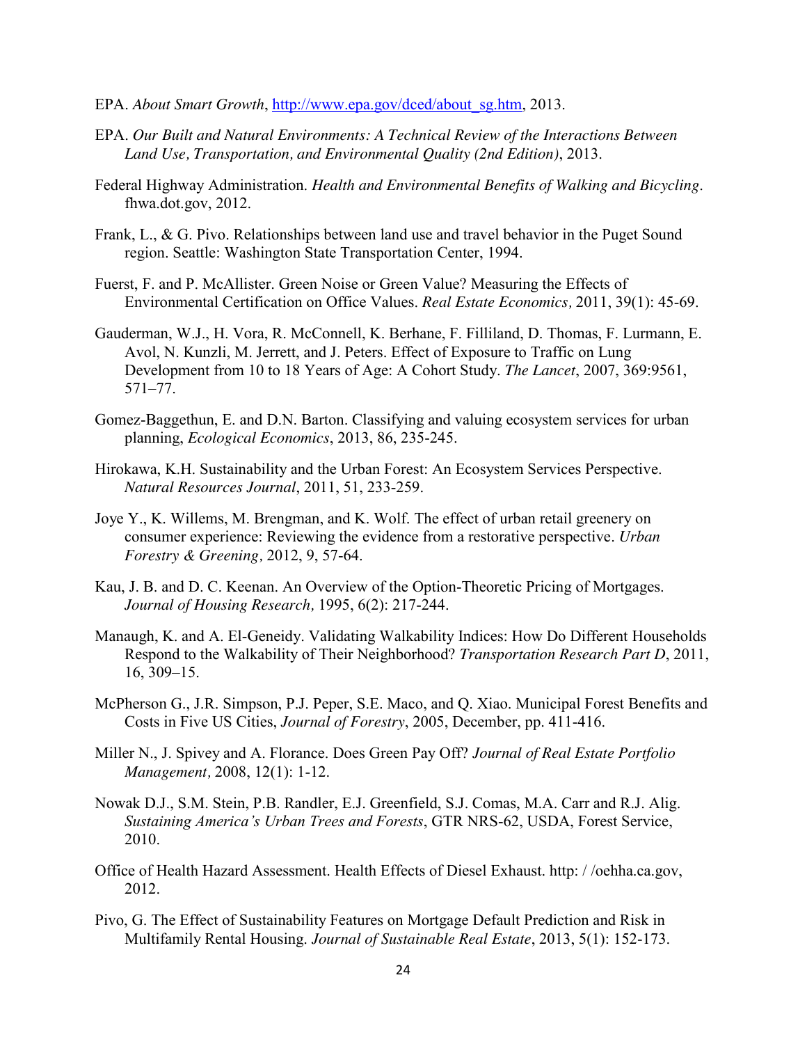EPA. *About Smart Growth*, [http://www.epa.gov/dced/about_sg.htm](http://www.epa.gov/dced/about_sg.htm), 2013.

EPA. *Our Built and Natural Environments: A Technical Review of the Interactions Between Land Use, Transportation, and Environmental Quality (2nd Edition)*, 2013.

Federal Highway Administration. *Health and Environmental Benefits of Walking and Bicycling*. fhwa.dot.gov, 2012.

Frank, L., & G. Pivo. Relationships between land use and travel behavior in the Puget Sound region. Seattle: Washington State Transportation Center, 1994.

Fuerst, F. and P. McAllister. Green Noise or Green Value? Measuring the Effects of Environmental Certification on Office Values. *Real Estate Economics,* 2011, 39(1): 45-69.

Gauderman, W.J., H. Vora, R. McConnell, K. Berhane, F. Filliland, D. Thomas, F. Lurmann, E. Avol, N. Kunzli, M. Jerrett, and J. Peters. Effect of Exposure to Traffic on Lung Development from 10 to 18 Years of Age: A Cohort Study. *The Lancet*, 2007, 369:9561, 571–77.

Gomez-Baggethun, E. and D.N. Barton. Classifying and valuing ecosystem services for urban planning, *Ecological Economics*, 2013, 86, 235-245.

Hirokawa, K.H. Sustainability and the Urban Forest: An Ecosystem Services Perspective. *Natural Resources Journal*, 2011, 51, 233-259.

Joye Y., K. Willems, M. Brengman, and K. Wolf. The effect of urban retail greenery on consumer experience: Reviewing the evidence from a restorative perspective. *Urban Forestry & Greening,* 2012, 9, 57-64.

Kau, J. B. and D. C. Keenan. An Overview of the Option-Theoretic Pricing of Mortgages. *Journal of Housing Research,* 1995, 6(2): 217-244.

Manaugh, K. and A. El-Geneidy. Validating Walkability Indices: How Do Different Households Respond to the Walkability of Their Neighborhood? *Transportation Research Part D*, 2011, 16, 309–15.

McPherson G., J.R. Simpson, P.J. Peper, S.E. Maco, and Q. Xiao. Municipal Forest Benefits and Costs in Five US Cities, *Journal of Forestry*, 2005, December, pp. 411-416.

Miller N., J. Spivey and A. Florance. Does Green Pay Off? *Journal of Real Estate Portfolio Management,* 2008, 12(1): 1-12.

Nowak D.J., S.M. Stein, P.B. Randler, E.J. Greenfield, S.J. Comas, M.A. Carr and R.J. Alig. *Sustaining America's Urban Trees and Forests*, GTR NRS-62, USDA, Forest Service, 2010.

Office of Health Hazard Assessment. Health Effects of Diesel Exhaust. http: / /oehha.ca.gov, 2012.

Pivo, G. The Effect of Sustainability Features on Mortgage Default Prediction and Risk in Multifamily Rental Housing. *Journal of Sustainable Real Estate*, 2013, 5(1): 152-173.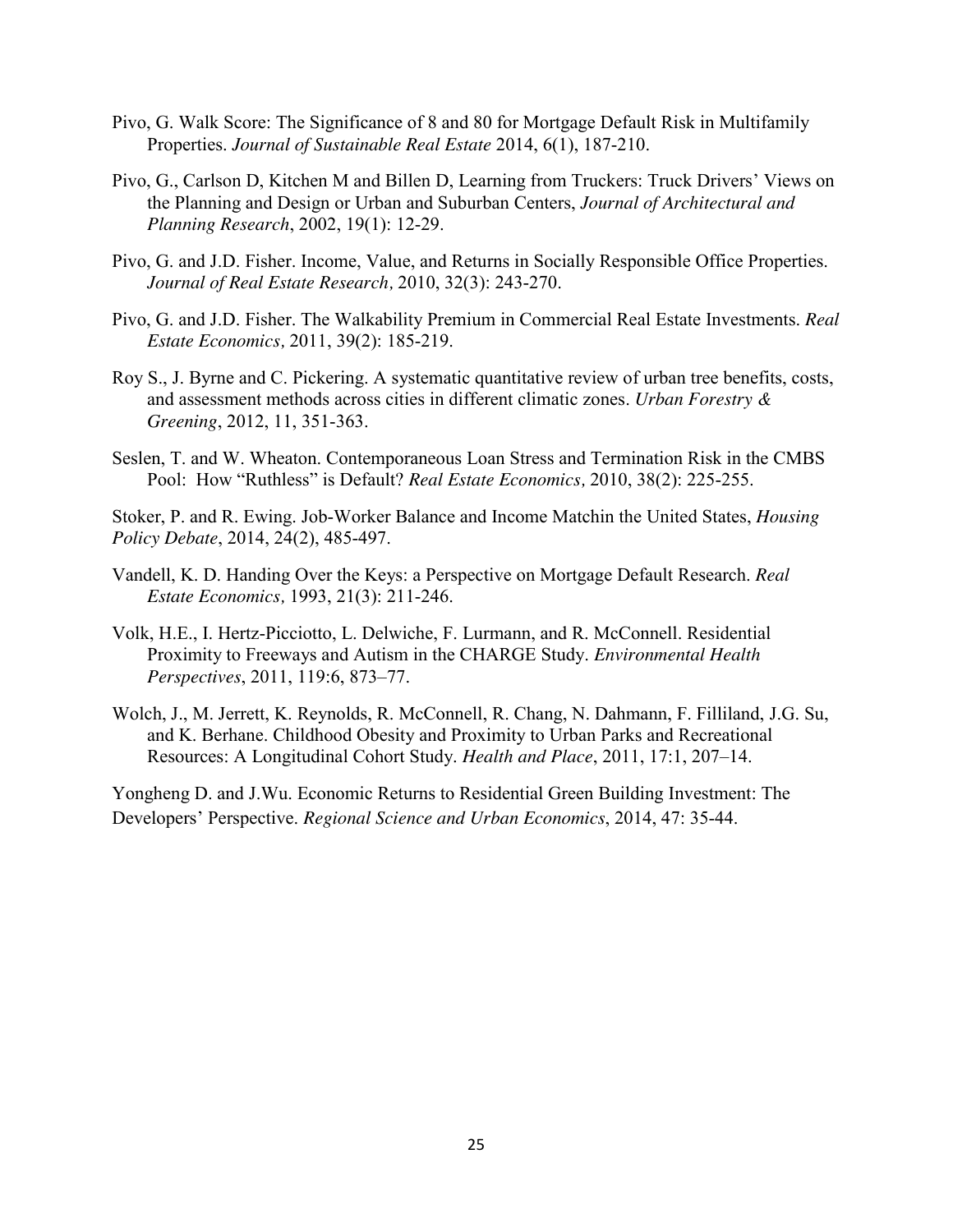Pivo, G. Walk Score: The Significance of 8 and 80 for Mortgage Default Risk in Multifamily Properties. *Journal of Sustainable Real Estate* 2014, 6(1), 187-210.

Pivo, G., Carlson D, Kitchen M and Billen D, Learning from Truckers: Truck Drivers' Views on the Planning and Design or Urban and Suburban Centers, *Journal of Architectural and Planning Research*, 2002, 19(1): 12-29.

Pivo, G. and J.D. Fisher. Income, Value, and Returns in Socially Responsible Office Properties. *Journal of Real Estate Research,* 2010, 32(3): 243-270.

Pivo, G. and J.D. Fisher. The Walkability Premium in Commercial Real Estate Investments. *Real Estate Economics,* 2011, 39(2): 185-219.

Roy S., J. Byrne and C. Pickering. A systematic quantitative review of urban tree benefits, costs, and assessment methods across cities in different climatic zones. *Urban Forestry & Greening*, 2012, 11, 351-363.

Seslen, T. and W. Wheaton. Contemporaneous Loan Stress and Termination Risk in the CMBS Pool: How "Ruthless" is Default? *Real Estate Economics,* 2010, 38(2): 225-255.

Stoker, P. and R. Ewing. Job-Worker Balance and Income Matchin the United States, *Housing Policy Debate*, 2014, 24(2), 485-497.

Vandell, K. D. Handing Over the Keys: a Perspective on Mortgage Default Research. *Real Estate Economics,* 1993, 21(3): 211-246.

Volk, H.E., I. Hertz-Picciotto, L. Delwiche, F. Lurmann, and R. McConnell. Residential Proximity to Freeways and Autism in the CHARGE Study. *Environmental Health Perspectives*, 2011, 119:6, 873–77.

Wolch, J., M. Jerrett, K. Reynolds, R. McConnell, R. Chang, N. Dahmann, F. Filliland, J.G. Su, and K. Berhane. Childhood Obesity and Proximity to Urban Parks and Recreational Resources: A Longitudinal Cohort Study. *Health and Place*, 2011, 17:1, 207–14.

Yongheng D. and J.Wu. Economic Returns to Residential Green Building Investment: The Developers' Perspective. *Regional Science and Urban Economics*, 2014, 47: 35-44.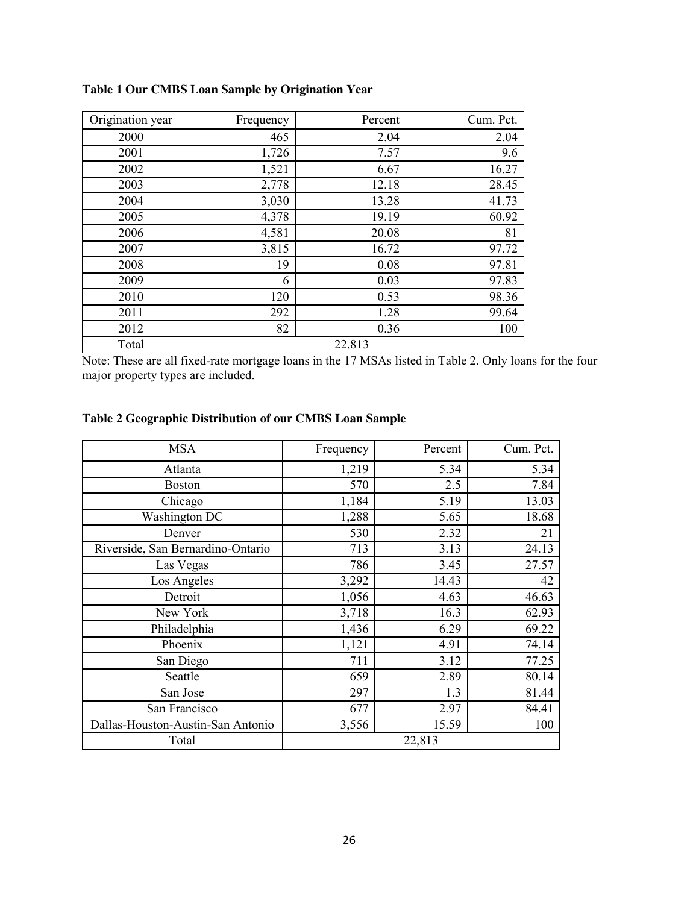**Table 1 Our CMBS Loan Sample by Origination Year**

| Origination year | Frequency | Percent | Cum. Pct. |
|---|---|---|---|
| 2000 | 465 | 2.04 | 2.04 |
| 2001 | 1,726 | 7.57 | 9.6 |
| 2002 | 1,521 | 6.67 | 16.27 |
| 2003 | 2,778 | 12.18 | 28.45 |
| 2004 | 3,030 | 13.28 | 41.73 |
| 2005 | 4,378 | 19.19 | 60.92 |
| 2006 | 4,581 | 20.08 | 81 |
| 2007 | 3,815 | 16.72 | 97.72 |
| 2008 | 19 | 0.08 | 97.81 |
| 2009 | 6 | 0.03 | 97.83 |
| 2010 | 120 | 0.53 | 98.36 |
| 2011 | 292 | 1.28 | 99.64 |
| 2012 | 82 | 0.36 | 100 |
| Total | 22,813 | | |

Note: These are all fixed-rate mortgage loans in the 17 MSAs listed in Table 2. Only loans for the four major property types are included.

**Table 2 Geographic Distribution of our CMBS Loan Sample**

| MSA | Frequency | Percent | Cum. Pct. |
|---|---|---|---|
| Atlanta | 1,219 | 5.34 | 5.34 |
| Boston | 570 | 2.5 | 7.84 |
| Chicago | 1,184 | 5.19 | 13.03 |
| Washington DC | 1,288 | 5.65 | 18.68 |
| Denver | 530 | 2.32 | 21 |
| Riverside, San Bernardino-Ontario | 713 | 3.13 | 24.13 |
| Las Vegas | 786 | 3.45 | 27.57 |
| Los Angeles | 3,292 | 14.43 | 42 |
| Detroit | 1,056 | 4.63 | 46.63 |
| New York | 3,718 | 16.3 | 62.93 |
| Philadelphia | 1,436 | 6.29 | 69.22 |
| Phoenix | 1,121 | 4.91 | 74.14 |
| San Diego | 711 | 3.12 | 77.25 |
| Seattle | 659 | 2.89 | 80.14 |
| San Jose | 297 | 1.3 | 81.44 |
| San Francisco | 677 | 2.97 | 84.41 |
| Dallas-Houston-Austin-San Antonio | 3,556 | 15.59 | 100 |
| Total | 22,813 | | |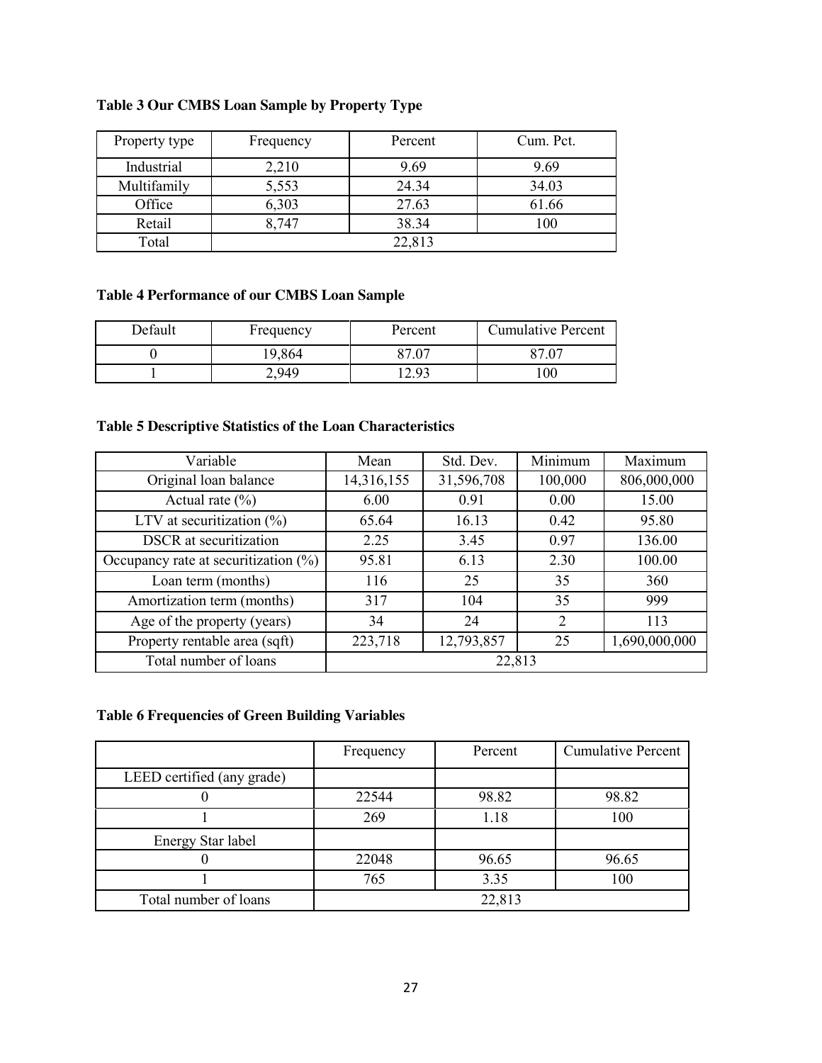**Table 3 Our CMBS Loan Sample by Property Type**

| Property type | Frequency | Percent | Cum. Pct. |
|---|---|---|---|
| Industrial | 2,210 | 9.69 | 9.69 |
| Multifamily | 5,553 | 24.34 | 34.03 |
| Office | 6,303 | 27.63 | 61.66 |
| Retail | 8,747 | 38.34 | 100 |
| Total | 22,813 | | |

**Table 4 Performance of our CMBS Loan Sample**

| Default | Frequency | Percent | Cumulative Percent |
|---|---|---|---|
| 0 | 19,864 | 87.07 | 87.07 |
| 1 | 2,949 | 12.93 | 100 |

**Table 5 Descriptive Statistics of the Loan Characteristics**

| Variable | Mean | Std. Dev. | Minimum | Maximum |
|---|---|---|---|---|
| Original loan balance | 14,316,155 | 31,596,708 | 100,000 | 806,000,000 |
| Actual rate (%) | 6.00 | 0.91 | 0.00 | 15.00 |
| LTV at securitization (%) | 65.64 | 16.13 | 0.42 | 95.80 |
| DSCR at securitization | 2.25 | 3.45 | 0.97 | 136.00 |
| Occupancy rate at securitization (%) | 95.81 | 6.13 | 2.30 | 100.00 |
| Loan term (months) | 116 | 25 | 35 | 360 |
| Amortization term (months) | 317 | 104 | 35 | 999 |
| Age of the property (years) | 34 | 24 | 2 | 113 |
| Property rentable area (sqft) | 223,718 | 12,793,857 | 25 | 1,690,000,000 |
| Total number of loans | 22,813 | | | |

**Table 6 Frequencies of Green Building Variables**

| | Frequency | Percent | Cumulative Percent |
|---|---|---|---|
| LEED certified (any grade) | | | |
| 0 | 22544 | 98.82 | 98.82 |
| 1 | 269 | 1.18 | 100 |
| Energy Star label | | | |
| 0 | 22048 | 96.65 | 96.65 |
| 1 | 765 | 3.35 | 100 |
| Total number of loans | 22,813 | | |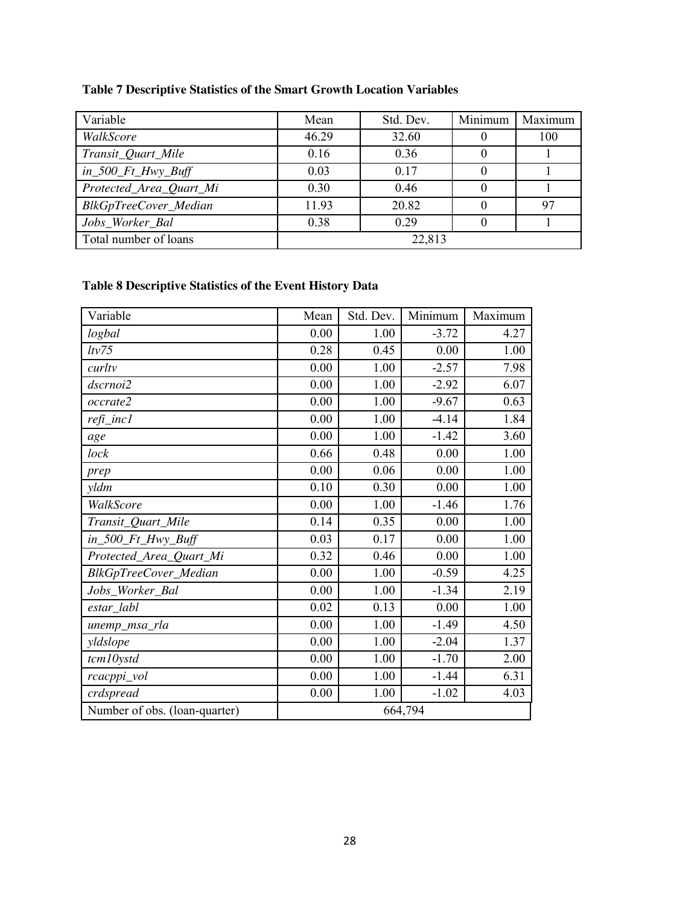**Table 7 Descriptive Statistics of the Smart Growth Location Variables**

| Variable | Mean | Std. Dev. | Minimum | Maximum |
|---|---|---|---|---|
| *WalkScore* | 46.29 | 32.60 | 0 | 100 |
| *Transit_Quart_Mile* | 0.16 | 0.36 | 0 | 1 |
| *in_500_Ft_Hwy_Buff* | 0.03 | 0.17 | 0 | 1 |
| *Protected_Area_Quart_Mi* | 0.30 | 0.46 | 0 | 1 |
| *BlkGpTreeCover_Median* | 11.93 | 20.82 | 0 | 97 |
| *Jobs_Worker_Bal* | 0.38 | 0.29 | 0 | 1 |
| Total number of loans | 22,813 | | | |

**Table 8 Descriptive Statistics of the Event History Data**

| Variable | Mean | Std. Dev. | Minimum | Maximum |
|---|---|---|---|---|
| *logbal* | 0.00 | 1.00 | -3.72 | 4.27 |
| *ltv75* | 0.28 | 0.45 | 0.00 | 1.00 |
| *curltv* | 0.00 | 1.00 | -2.57 | 7.98 |
| *dscrnoi2* | 0.00 | 1.00 | -2.92 | 6.07 |
| *occrate2* | 0.00 | 1.00 | -9.67 | 0.63 |
| *refi_inc1* | 0.00 | 1.00 | -4.14 | 1.84 |
| *age* | 0.00 | 1.00 | -1.42 | 3.60 |
| *lock* | 0.66 | 0.48 | 0.00 | 1.00 |
| *prep* | 0.00 | 0.06 | 0.00 | 1.00 |
| *yldm* | 0.10 | 0.30 | 0.00 | 1.00 |
| *WalkScore* | 0.00 | 1.00 | -1.46 | 1.76 |
| *Transit_Quart_Mile* | 0.14 | 0.35 | 0.00 | 1.00 |
| *in_500_Ft_Hwy_Buff* | 0.03 | 0.17 | 0.00 | 1.00 |
| *Protected_Area_Quart_Mi* | 0.32 | 0.46 | 0.00 | 1.00 |
| *BlkGpTreeCover_Median* | 0.00 | 1.00 | -0.59 | 4.25 |
| *Jobs_Worker_Bal* | 0.00 | 1.00 | -1.34 | 2.19 |
| *estar_labl* | 0.02 | 0.13 | 0.00 | 1.00 |
| *unemp_msa_rla* | 0.00 | 1.00 | -1.49 | 4.50 |
| *yldslope* | 0.00 | 1.00 | -2.04 | 1.37 |
| *tcm10ystd* | 0.00 | 1.00 | -1.70 | 2.00 |
| *rcacppi_vol* | 0.00 | 1.00 | -1.44 | 6.31 |
| *crdspread* | 0.00 | 1.00 | -1.02 | 4.03 |
| Number of obs. (loan-quarter) | 664,794 | | | |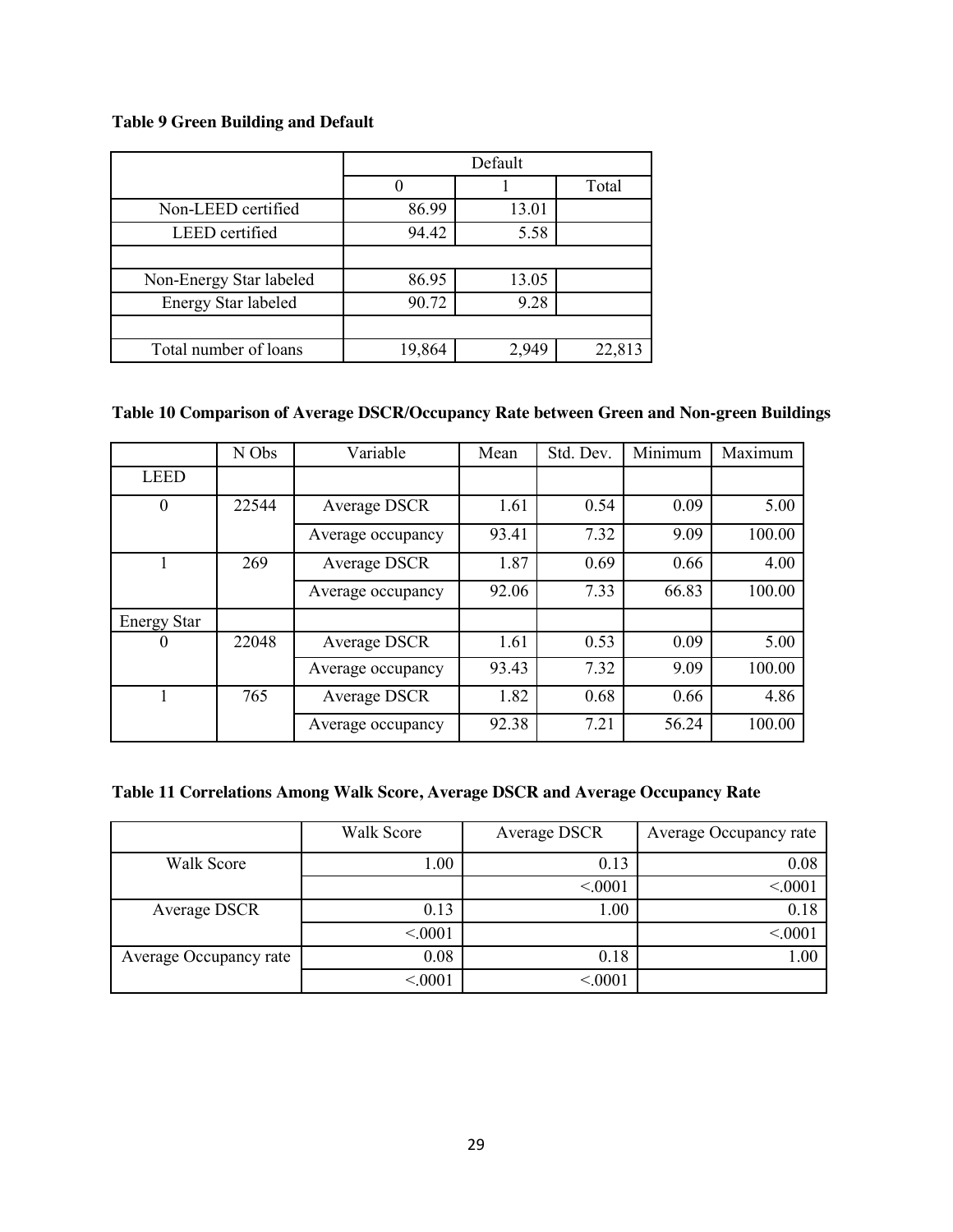**Table 9 Green Building and Default**

| | Default | | |
|---|---|---|---|
| | 0 | 1 | Total |
| Non-LEED certified | 86.99 | 13.01 | |
| LEED certified | 94.42 | 5.58 | |
| | | | |
| Non-Energy Star labeled | 86.95 | 13.05 | |
| Energy Star labeled | 90.72 | 9.28 | |
| | | | |
| Total number of loans | 19,864 | 2,949 | 22,813 |

**Table 10 Comparison of Average DSCR/Occupancy Rate between Green and Non-green Buildings**

| | N Obs | Variable | Mean | Std. Dev. | Minimum | Maximum |
|---|---|---|---|---|---|---|
| LEED | | | | | | |
| 0 | 22544 | Average DSCR | 1.61 | 0.54 | 0.09 | 5.00 |
| | | Average occupancy | 93.41 | 7.32 | 9.09 | 100.00 |
| 1 | 269 | Average DSCR | 1.87 | 0.69 | 0.66 | 4.00 |
| | | Average occupancy | 92.06 | 7.33 | 66.83 | 100.00 |
| Energy Star | | | | | | |
| 0 | 22048 | Average DSCR | 1.61 | 0.53 | 0.09 | 5.00 |
| | | Average occupancy | 93.43 | 7.32 | 9.09 | 100.00 |
| 1 | 765 | Average DSCR | 1.82 | 0.68 | 0.66 | 4.86 |
| | | Average occupancy | 92.38 | 7.21 | 56.24 | 100.00 |

**Table 11 Correlations Among Walk Score, Average DSCR and Average Occupancy Rate**

| | Walk Score | Average DSCR | Average Occupancy rate |
|---|---|---|---|
| Walk Score | 1.00 | 0.13 | 0.08 |
| | | <.0001 | <.0001 |
| Average DSCR | 0.13 | 1.00 | 0.18 |
| | <.0001 | | <.0001 |
| Average Occupancy rate | 0.08 | 0.18 | 1.00 |
| | <.0001 | <.0001 | |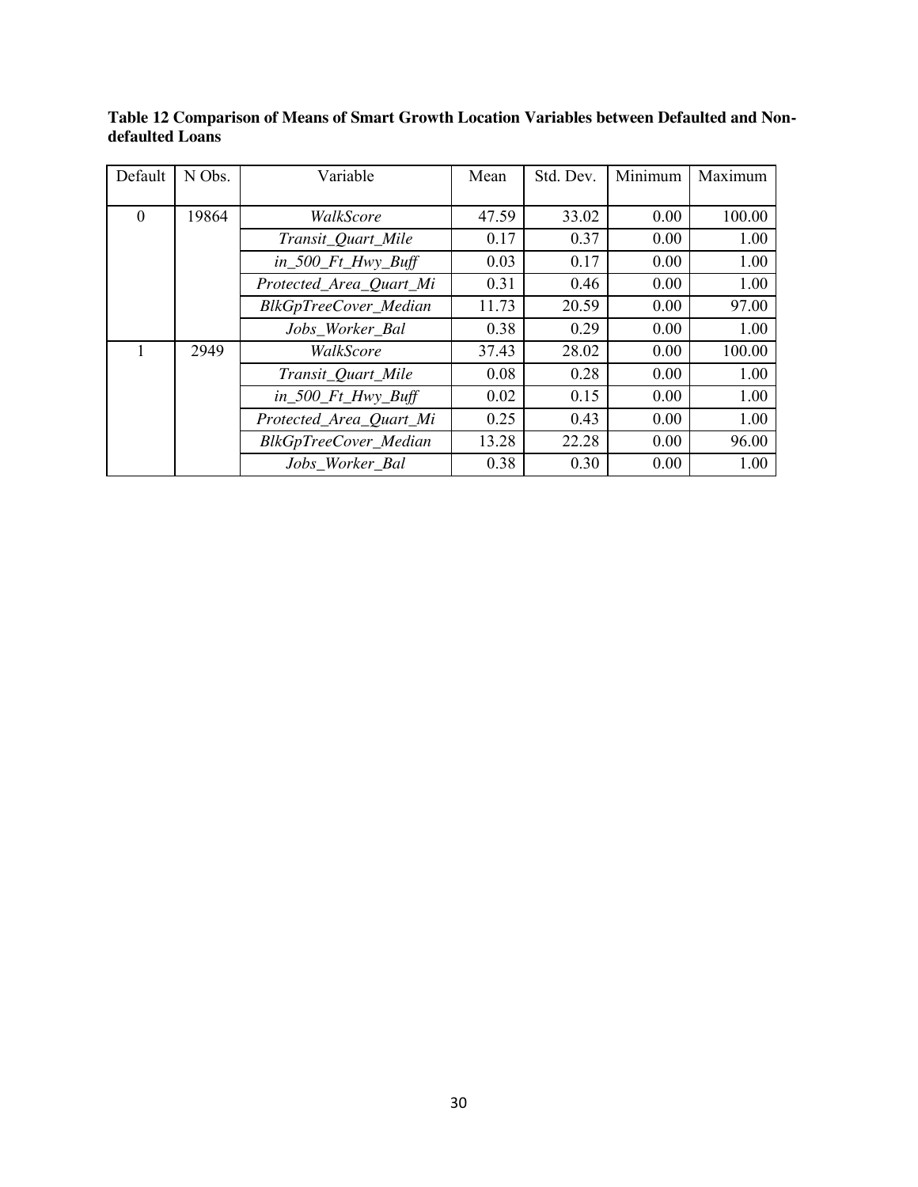**Table 12 Comparison of Means of Smart Growth Location Variables between Defaulted and Non-defaulted Loans**

| Default | N Obs. | Variable | Mean | Std. Dev. | Minimum | Maximum |
|---|---|---|---|---|---|---|
| 0 | 19864 | *WalkScore* | 47.59 | 33.02 | 0.00 | 100.00 |
| | | *Transit_Quart_Mile* | 0.17 | 0.37 | 0.00 | 1.00 |
| | | *in_500_Ft_Hwy_Buff* | 0.03 | 0.17 | 0.00 | 1.00 |
| | | *Protected_Area_Quart_Mi* | 0.31 | 0.46 | 0.00 | 1.00 |
| | | *BlkGpTreeCover_Median* | 11.73 | 20.59 | 0.00 | 97.00 |
| | | *Jobs_Worker_Bal* | 0.38 | 0.29 | 0.00 | 1.00 |
| 1 | 2949 | *WalkScore* | 37.43 | 28.02 | 0.00 | 100.00 |
| | | *Transit_Quart_Mile* | 0.08 | 0.28 | 0.00 | 1.00 |
| | | *in_500_Ft_Hwy_Buff* | 0.02 | 0.15 | 0.00 | 1.00 |
| | | *Protected_Area_Quart_Mi* | 0.25 | 0.43 | 0.00 | 1.00 |
| | | *BlkGpTreeCover_Median* | 13.28 | 22.28 | 0.00 | 96.00 |
| | | *Jobs_Worker_Bal* | 0.38 | 0.30 | 0.00 | 1.00 |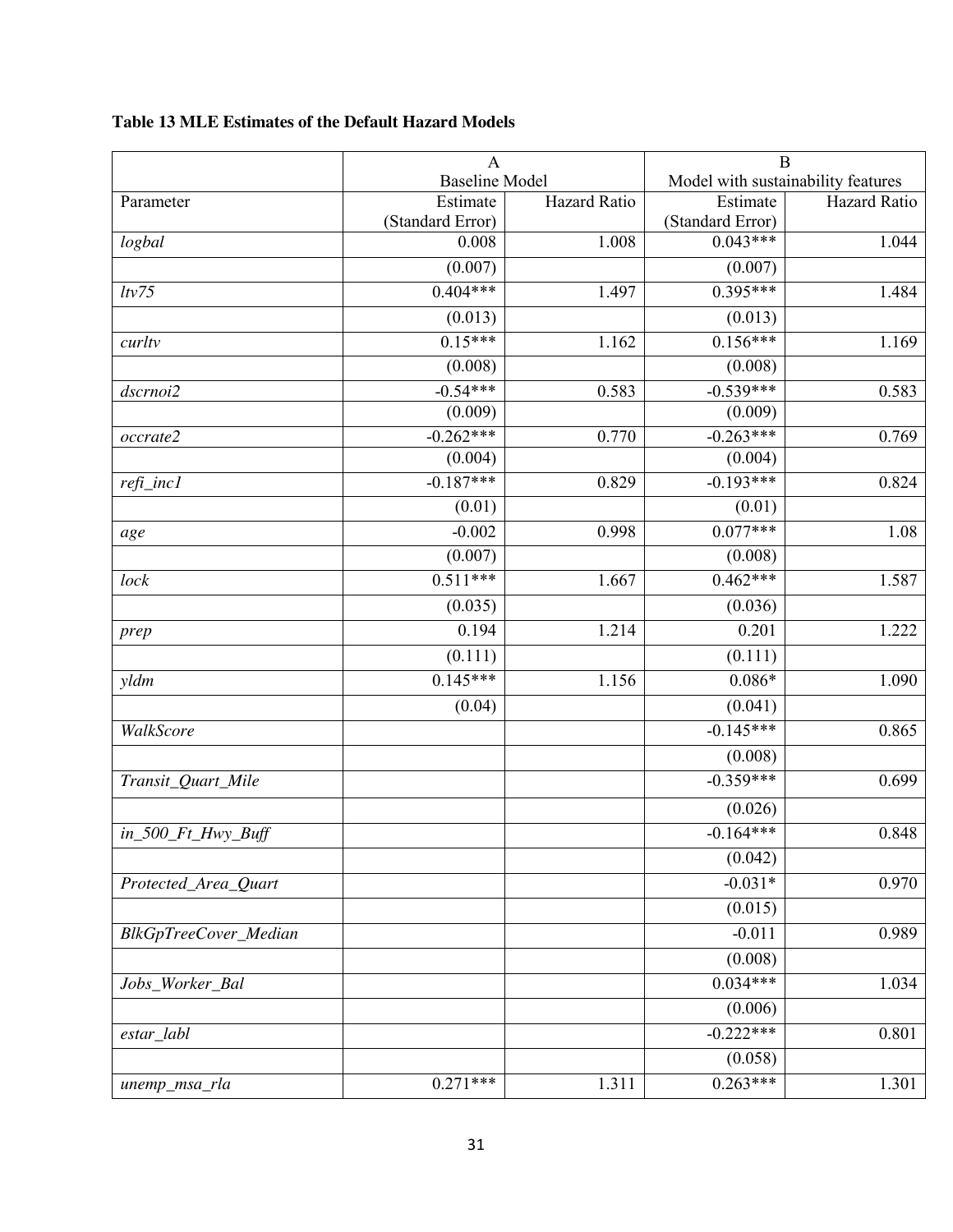**Table 13 MLE Estimates of the Default Hazard Models**

| | A Baseline Model | | B Model with sustainability features | |
|---|---|---|---|---|
| Parameter | Estimate (Standard Error) | Hazard Ratio | Estimate (Standard Error) | Hazard Ratio |
| *logbal* | 0.008 | 1.008 | 0.043*** | 1.044 |
| | (0.007) | | (0.007) | |
| *ltv75* | 0.404*** | 1.497 | 0.395*** | 1.484 |
| | (0.013) | | (0.013) | |
| *curltv* | 0.15*** | 1.162 | 0.156*** | 1.169 |
| | (0.008) | | (0.008) | |
| *dscrnoi2* | -0.54*** | 0.583 | -0.539*** | 0.583 |
| | (0.009) | | (0.009) | |
| *occrate2* | -0.262*** | 0.770 | -0.263*** | 0.769 |
| | (0.004) | | (0.004) | |
| *refi_inc1* | -0.187*** | 0.829 | -0.193*** | 0.824 |
| | (0.01) | | (0.01) | |
| *age* | -0.002 | 0.998 | 0.077*** | 1.08 |
| | (0.007) | | (0.008) | |
| *lock* | 0.511*** | 1.667 | 0.462*** | 1.587 |
| | (0.035) | | (0.036) | |
| *prep* | 0.194 | 1.214 | 0.201 | 1.222 |
| | (0.111) | | (0.111) | |
| *yldm* | 0.145*** | 1.156 | 0.086* | 1.090 |
| | (0.04) | | (0.041) | |
| *WalkScore* | | | -0.145*** | 0.865 |
| | | | (0.008) | |
| *Transit_Quart_Mile* | | | -0.359*** | 0.699 |
| | | | (0.026) | |
| *in_500_Ft_Hwy_Buff* | | | -0.164*** | 0.848 |
| | | | (0.042) | |
| *Protected_Area_Quart* | | | -0.031* | 0.970 |
| | | | (0.015) | |
| *BlkGpTreeCover_Median* | | | -0.011 | 0.989 |
| | | | (0.008) | |
| *Jobs_Worker_Bal* | | | 0.034*** | 1.034 |
| | | | (0.006) | |
| *estar_labl* | | | -0.222*** | 0.801 |
| | | | (0.058) | |
| *unemp_msa_rla* | 0.271*** | 1.311 | 0.263*** | 1.301 |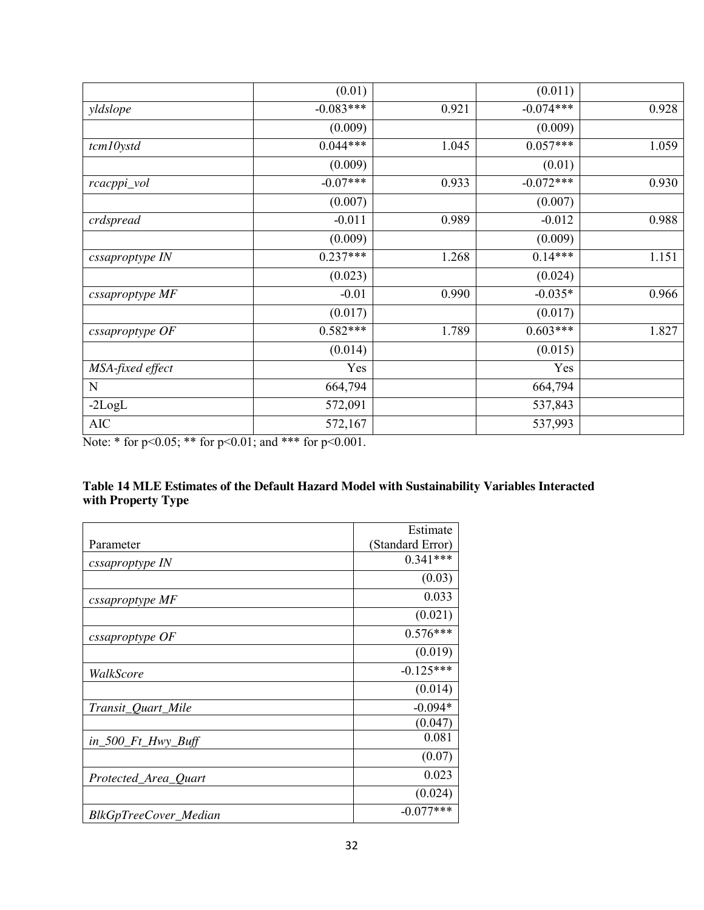| | | | | |
|---|---|---|---|---|
| | (0.01) | | (0.011) | |
| *yldslope* | -0.083*** | 0.921 | -0.074*** | 0.928 |
| | (0.009) | | (0.009) | |
| *tcm10ystd* | 0.044*** | 1.045 | 0.057*** | 1.059 |
| | (0.009) | | (0.01) | |
| *rcacppi_vol* | -0.07*** | 0.933 | -0.072*** | 0.930 |
| | (0.007) | | (0.007) | |
| *crdspread* | -0.011 | 0.989 | -0.012 | 0.988 |
| | (0.009) | | (0.009) | |
| *cssaproptype IN* | 0.237*** | 1.268 | 0.14*** | 1.151 |
| | (0.023) | | (0.024) | |
| *cssaproptype MF* | -0.01 | 0.990 | -0.035* | 0.966 |
| | (0.017) | | (0.017) | |
| *cssaproptype OF* | 0.582*** | 1.789 | 0.603*** | 1.827 |
| | (0.014) | | (0.015) | |
| *MSA-fixed effect* | Yes | | Yes | |
| N | 664,794 | | 664,794 | |
| -2LogL | 572,091 | | 537,843 | |
| AIC | 572,167 | | 537,993 | |

Note: * for $p<0.05$; ** for $p<0.01$; and *** for $p<0.001$.

**Table 14 MLE Estimates of the Default Hazard Model with Sustainability Variables Interacted with Property Type**

| Parameter | Estimate (Standard Error) |
|---|---|
| *cssaproptype IN* | 0.341*** |
| | (0.03) |
| *cssaproptype MF* | 0.033 |
| | (0.021) |
| *cssaproptype OF* | 0.576*** |
| | (0.019) |
| *WalkScore* | -0.125*** |
| | (0.014) |
| *Transit_Quart_Mile* | -0.094* |
| | (0.047) |
| *in_500_Ft_Hwy_Buff* | 0.081 |
| | (0.07) |
| *Protected_Area_Quart* | 0.023 |
| | (0.024) |
| *BlkGpTreeCover_Median* | -0.077*** |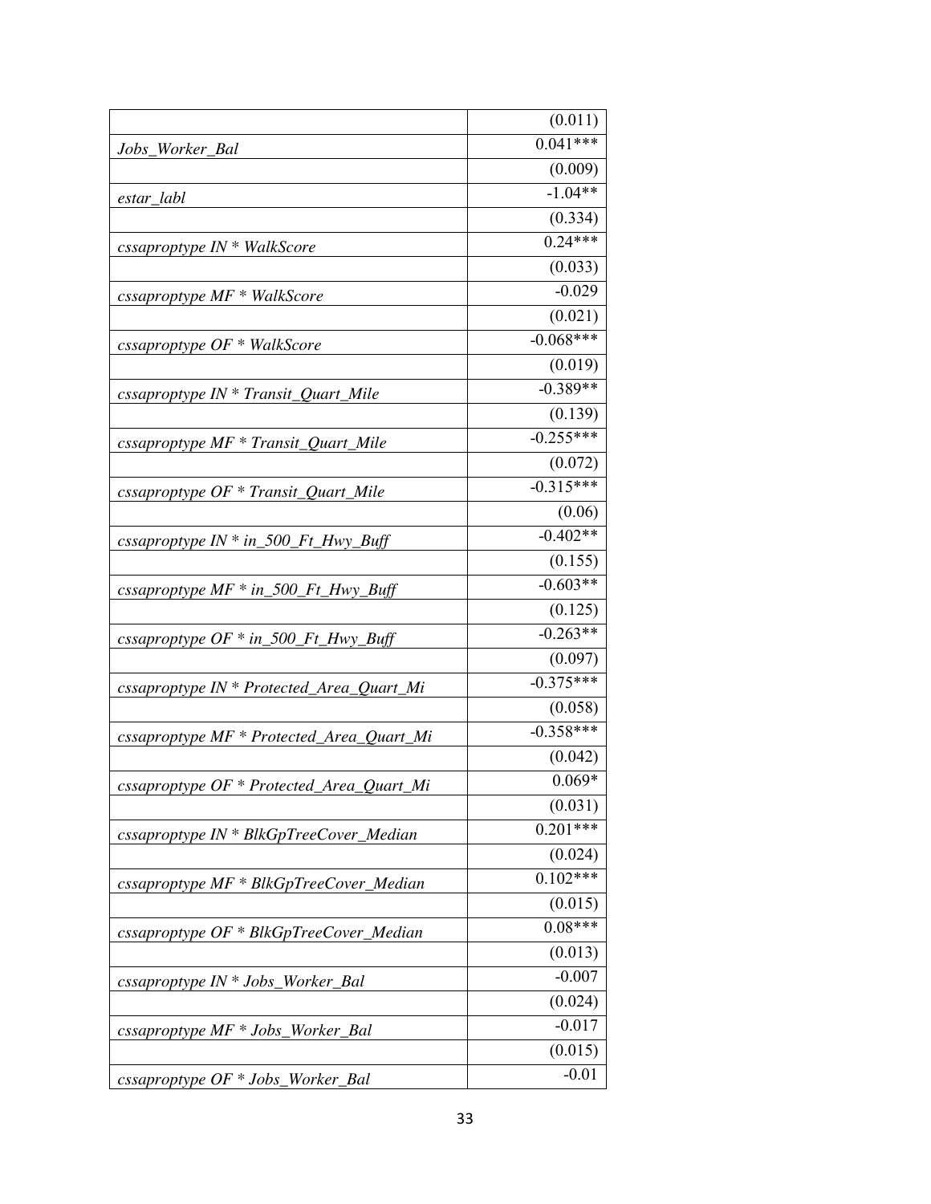| | |
|---|---|
| | (0.011) |
| *Jobs_Worker_Bal* | 0.041*** |
| | (0.009) |
| *estar_labl* | -1.04** |
| | (0.334) |
| *cssaproptype IN * WalkScore* | 0.24*** |
| | (0.033) |
| *cssaproptype MF * WalkScore* | -0.029 |
| | (0.021) |
| *cssaproptype OF * WalkScore* | -0.068*** |
| | (0.019) |
| *cssaproptype IN * Transit_Quart_Mile* | -0.389** |
| | (0.139) |
| *cssaproptype MF * Transit_Quart_Mile* | -0.255*** |
| | (0.072) |
| *cssaproptype OF * Transit_Quart_Mile* | -0.315*** |
| | (0.06) |
| *cssaproptype IN * in_500_Ft_Hwy_Buff* | -0.402** |
| | (0.155) |
| *cssaproptype MF * in_500_Ft_Hwy_Buff* | -0.603** |
| | (0.125) |
| *cssaproptype OF * in_500_Ft_Hwy_Buff* | -0.263** |
| | (0.097) |
| *cssaproptype IN * Protected_Area_Quart_Mi* | -0.375*** |
| | (0.058) |
| *cssaproptype MF * Protected_Area_Quart_Mi* | -0.358*** |
| | (0.042) |
| *cssaproptype OF * Protected_Area_Quart_Mi* | 0.069* |
| | (0.031) |
| *cssaproptype IN * BlkGpTreeCover_Median* | 0.201*** |
| | (0.024) |
| *cssaproptype MF * BlkGpTreeCover_Median* | 0.102*** |
| | (0.015) |
| *cssaproptype OF * BlkGpTreeCover_Median* | 0.08*** |
| | (0.013) |
| *cssaproptype IN * Jobs_Worker_Bal* | -0.007 |
| | (0.024) |
| *cssaproptype MF * Jobs_Worker_Bal* | -0.017 |
| | (0.015) |
| *cssaproptype OF * Jobs_Worker_Bal* | -0.01 |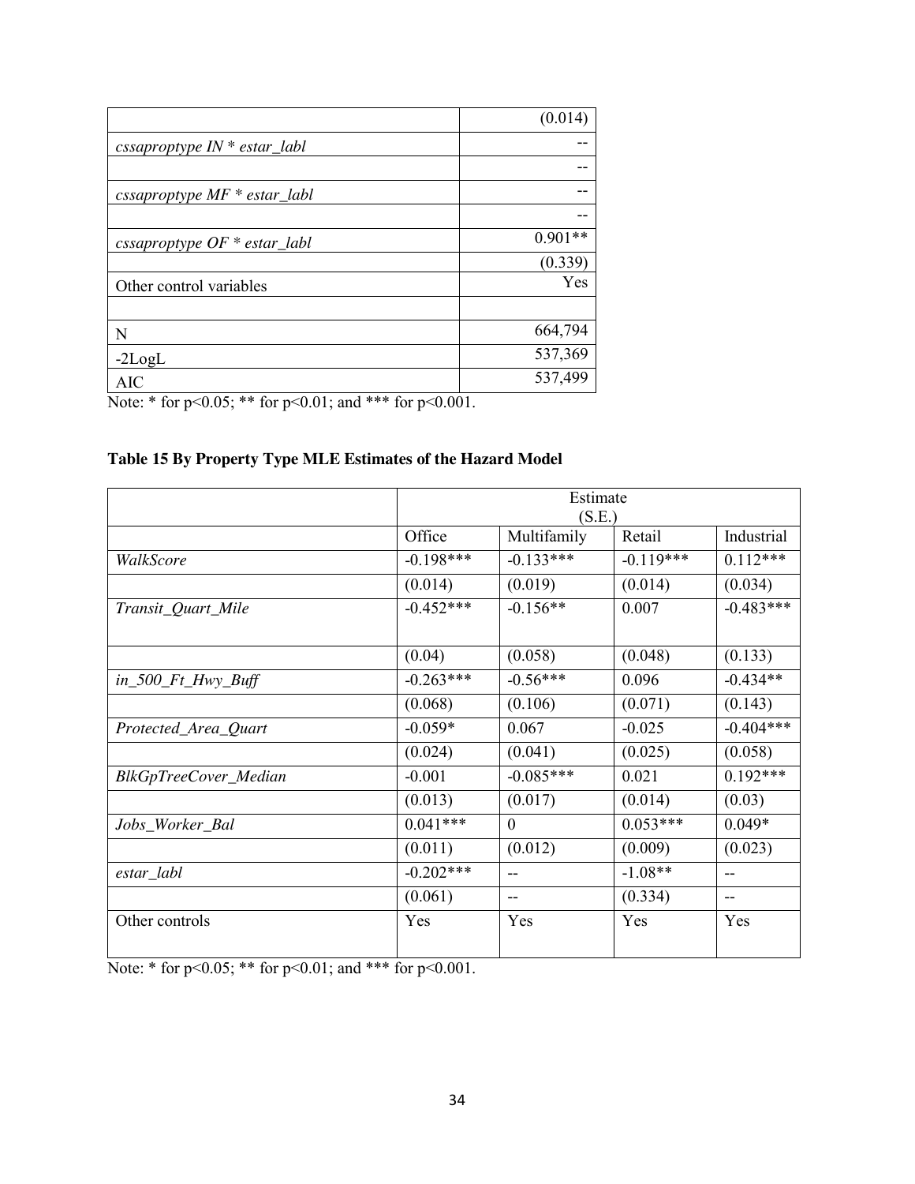| | |
|---|---|
| | (0.014) |
| *cssaproptype IN * estar_labl* | -- |
| | -- |
| *cssaproptype MF * estar_labl* | -- |
| | -- |
| *cssaproptype OF * estar_labl* | 0.901** |
| | (0.339) |
| Other control variables | Yes |
| | |
| N | 664,794 |
| -2LogL | 537,369 |
| AIC | 537,499 |

Note: * for p<0.05; ** for p<0.01; and *** for p<0.001.

**Table 15 By Property Type MLE Estimates of the Hazard Model**

| | Estimate (S.E.) | | | |
|---|---|---|---|---|
| | Office | Multifamily | Retail | Industrial |
| *WalkScore* | -0.198*** | -0.133*** | -0.119*** | 0.112*** |
| | (0.014) | (0.019) | (0.014) | (0.034) |
| *Transit_Quart_Mile* | -0.452*** | -0.156** | 0.007 | -0.483*** |
| | (0.04) | (0.058) | (0.048) | (0.133) |
| *in_500_Ft_Hwy_Buff* | -0.263*** | -0.56*** | 0.096 | -0.434** |
| | (0.068) | (0.106) | (0.071) | (0.143) |
| *Protected_Area_Quart* | -0.059* | 0.067 | -0.025 | -0.404*** |
| | (0.024) | (0.041) | (0.025) | (0.058) |
| *BlkGpTreeCover_Median* | -0.001 | -0.085*** | 0.021 | 0.192*** |
| | (0.013) | (0.017) | (0.014) | (0.03) |
| *Jobs_Worker_Bal* | 0.041*** | 0 | 0.053*** | 0.049* |
| | (0.011) | (0.012) | (0.009) | (0.023) |
| *estar_labl* | -0.202*** | -- | -1.08** | -- |
| | (0.061) | -- | (0.334) | -- |
| Other controls | Yes | Yes | Yes | Yes |

Note: * for p<0.05; ** for p<0.01; and *** for p<0.001.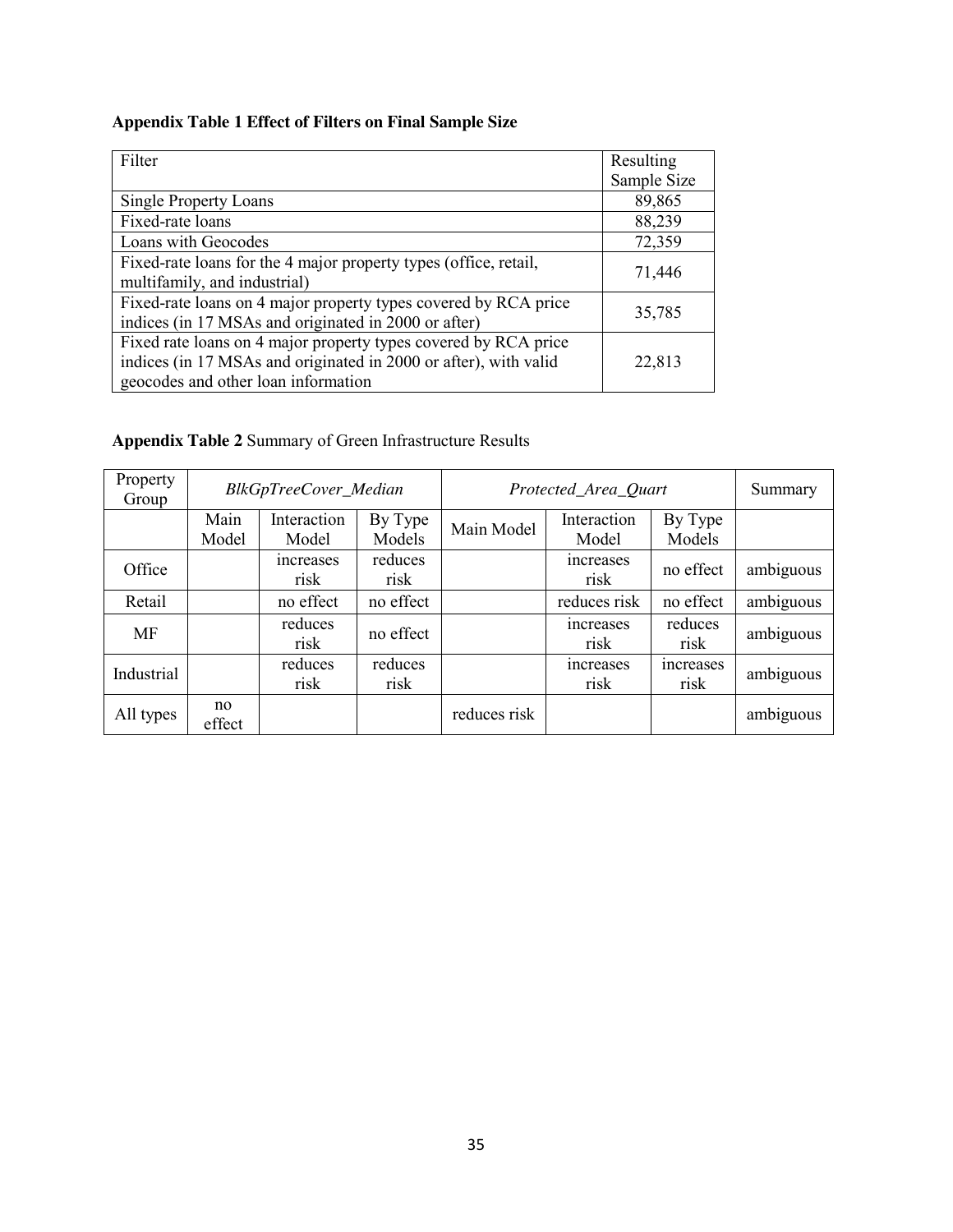**Appendix Table 1 Effect of Filters on Final Sample Size**

| Filter | Resulting Sample Size |
|---|---|
| Single Property Loans | 89,865 |
| Fixed-rate loans | 88,239 |
| Loans with Geocodes | 72,359 |
| Fixed-rate loans for the 4 major property types (office, retail, multifamily, and industrial) | 71,446 |
| Fixed-rate loans on 4 major property types covered by RCA price indices (in 17 MSAs and originated in 2000 or after) | 35,785 |
| Fixed rate loans on 4 major property types covered by RCA price indices (in 17 MSAs and originated in 2000 or after), with valid geocodes and other loan information | 22,813 |

**Appendix Table 2** Summary of Green Infrastructure Results

| Property Group | *BlkGpTreeCover_Median* | | | *Protected_Area_Quart* | | | Summary |
|---|---|---|---|---|---|---|---|
| | Main Model | Interaction Model | By Type Models | Main Model | Interaction Model | By Type Models | |
| Office | | increases risk | reduces risk | | increases risk | no effect | ambiguous |
| Retail | | no effect | no effect | | reduces risk | no effect | ambiguous |
| MF | | reduces risk | no effect | | increases risk | reduces risk | ambiguous |
| Industrial | | reduces risk | reduces risk | | increases risk | increases risk | ambiguous |
| All types | no effect | | | reduces risk | | | ambiguous |